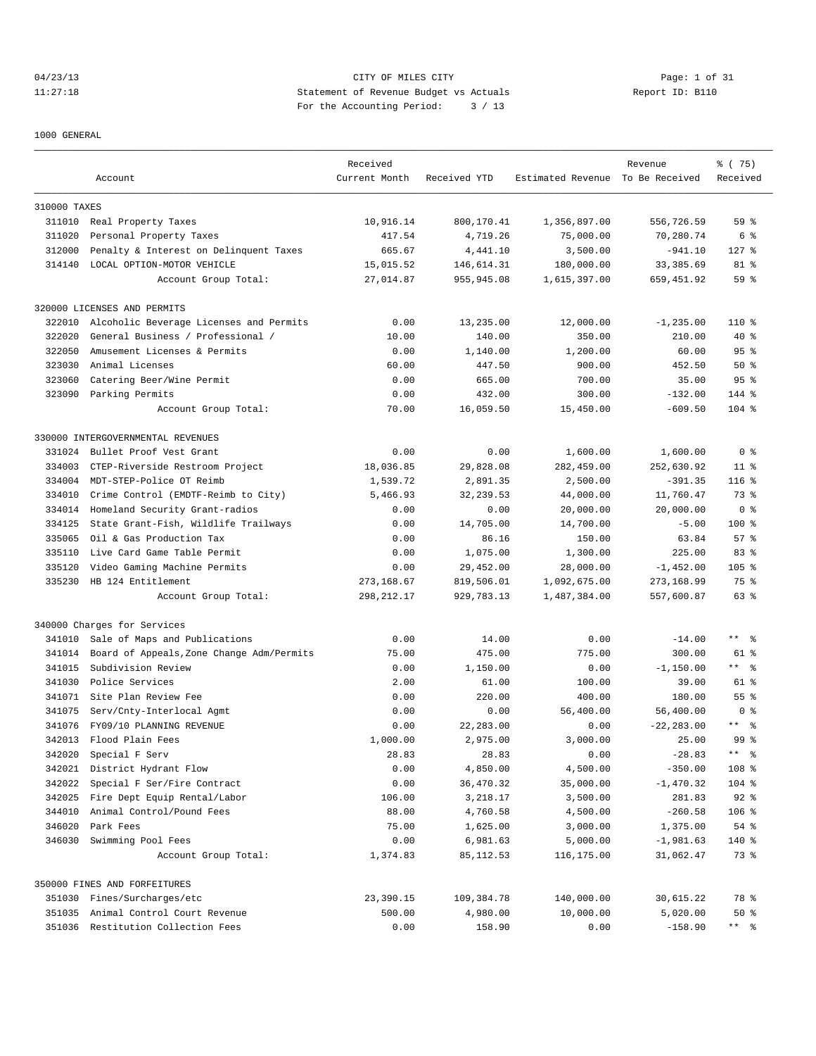CITY OF MILES CITY
Statement of Revenue Budget vs Actuals
For the Accounting Period: 3 / 13

04/23/13
11:27:18

Report ID: B110

1000 GENERAL

| | Account | Received Current Month | Received YTD | Estimated Revenue | Revenue To Be Received | % ( 75) Received |
|---|---|---|---|---|---|---|
| **310000 TAXES** | | | | | | |
| 311010 | Real Property Taxes | 10,916.14 | 800,170.41 | 1,356,897.00 | 556,726.59 | 59 % |
| 311020 | Personal Property Taxes | 417.54 | 4,719.26 | 75,000.00 | 70,280.74 | 6 % |
| 312000 | Penalty & Interest on Delinquent Taxes | 665.67 | 4,441.10 | 3,500.00 | -941.10 | 127 % |
| 314140 | LOCAL OPTION-MOTOR VEHICLE | 15,015.52 | 146,614.31 | 180,000.00 | 33,385.69 | 81 % |
| | Account Group Total: | 27,014.87 | 955,945.08 | 1,615,397.00 | 659,451.92 | 59 % |
| **320000 LICENSES AND PERMITS** | | | | | | |
| 322010 | Alcoholic Beverage Licenses and Permits | 0.00 | 13,235.00 | 12,000.00 | -1,235.00 | 110 % |
| 322020 | General Business / Professional / | 10.00 | 140.00 | 350.00 | 210.00 | 40 % |
| 322050 | Amusement Licenses & Permits | 0.00 | 1,140.00 | 1,200.00 | 60.00 | 95 % |
| 323030 | Animal Licenses | 60.00 | 447.50 | 900.00 | 452.50 | 50 % |
| 323060 | Catering Beer/Wine Permit | 0.00 | 665.00 | 700.00 | 35.00 | 95 % |
| 323090 | Parking Permits | 0.00 | 432.00 | 300.00 | -132.00 | 144 % |
| | Account Group Total: | 70.00 | 16,059.50 | 15,450.00 | -609.50 | 104 % |
| **330000 INTERGOVERNMENTAL REVENUES** | | | | | | |
| 331024 | Bullet Proof Vest Grant | 0.00 | 0.00 | 1,600.00 | 1,600.00 | 0 % |
| 334003 | CTEP-Riverside Restroom Project | 18,036.85 | 29,828.08 | 282,459.00 | 252,630.92 | 11 % |
| 334004 | MDT-STEP-Police OT Reimb | 1,539.72 | 2,891.35 | 2,500.00 | -391.35 | 116 % |
| 334010 | Crime Control (EMDTF-Reimb to City) | 5,466.93 | 32,239.53 | 44,000.00 | 11,760.47 | 73 % |
| 334014 | Homeland Security Grant-radios | 0.00 | 0.00 | 20,000.00 | 20,000.00 | 0 % |
| 334125 | State Grant-Fish, Wildlife Trailways | 0.00 | 14,705.00 | 14,700.00 | -5.00 | 100 % |
| 335065 | Oil & Gas Production Tax | 0.00 | 86.16 | 150.00 | 63.84 | 57 % |
| 335110 | Live Card Game Table Permit | 0.00 | 1,075.00 | 1,300.00 | 225.00 | 83 % |
| 335120 | Video Gaming Machine Permits | 0.00 | 29,452.00 | 28,000.00 | -1,452.00 | 105 % |
| 335230 | HB 124 Entitlement | 273,168.67 | 819,506.01 | 1,092,675.00 | 273,168.99 | 75 % |
| | Account Group Total: | 298,212.17 | 929,783.13 | 1,487,384.00 | 557,600.87 | 63 % |
| **340000 Charges for Services** | | | | | | |
| 341010 | Sale of Maps and Publications | 0.00 | 14.00 | 0.00 | -14.00 | ** % |
| 341014 | Board of Appeals,Zone Change Adm/Permits | 75.00 | 475.00 | 775.00 | 300.00 | 61 % |
| 341015 | Subdivision Review | 0.00 | 1,150.00 | 0.00 | -1,150.00 | ** % |
| 341030 | Police Services | 2.00 | 61.00 | 100.00 | 39.00 | 61 % |
| 341071 | Site Plan Review Fee | 0.00 | 220.00 | 400.00 | 180.00 | 55 % |
| 341075 | Serv/Cnty-Interlocal Agmt | 0.00 | 0.00 | 56,400.00 | 56,400.00 | 0 % |
| 341076 | FY09/10 PLANNING REVENUE | 0.00 | 22,283.00 | 0.00 | -22,283.00 | ** % |
| 342013 | Flood Plain Fees | 1,000.00 | 2,975.00 | 3,000.00 | 25.00 | 99 % |
| 342020 | Special F Serv | 28.83 | 28.83 | 0.00 | -28.83 | ** % |
| 342021 | District Hydrant Flow | 0.00 | 4,850.00 | 4,500.00 | -350.00 | 108 % |
| 342022 | Special F Ser/Fire Contract | 0.00 | 36,470.32 | 35,000.00 | -1,470.32 | 104 % |
| 342025 | Fire Dept Equip Rental/Labor | 106.00 | 3,218.17 | 3,500.00 | 281.83 | 92 % |
| 344010 | Animal Control/Pound Fees | 88.00 | 4,760.58 | 4,500.00 | -260.58 | 106 % |
| 346020 | Park Fees | 75.00 | 1,625.00 | 3,000.00 | 1,375.00 | 54 % |
| 346030 | Swimming Pool Fees | 0.00 | 6,981.63 | 5,000.00 | -1,981.63 | 140 % |
| | Account Group Total: | 1,374.83 | 85,112.53 | 116,175.00 | 31,062.47 | 73 % |
| **350000 FINES AND FORFEITURES** | | | | | | |
| 351030 | Fines/Surcharges/etc | 23,390.15 | 109,384.78 | 140,000.00 | 30,615.22 | 78 % |
| 351035 | Animal Control Court Revenue | 500.00 | 4,980.00 | 10,000.00 | 5,020.00 | 50 % |
| 351036 | Restitution Collection Fees | 0.00 | 158.90 | 0.00 | -158.90 | ** % |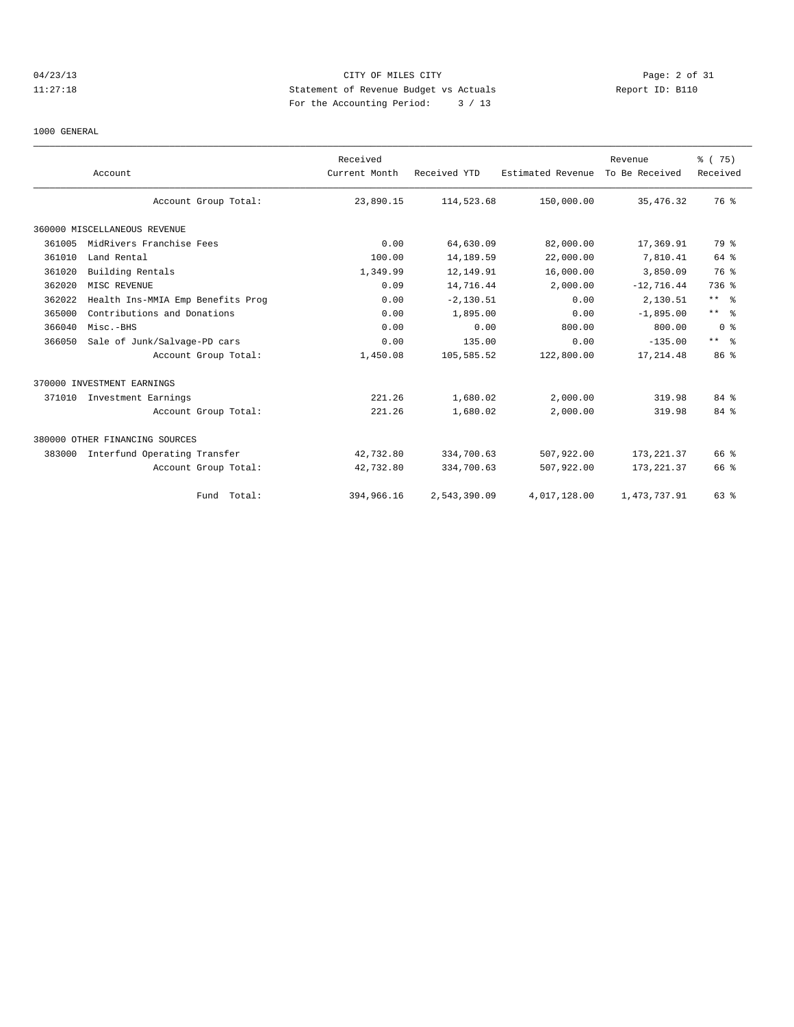CITY OF MILES CITY
Statement of Revenue Budget vs Actuals
For the Accounting Period: 3 / 13

04/23/13
11:27:18

Report ID: B110

1000 GENERAL

| Account | Received Current Month | Received YTD | Estimated Revenue | Revenue To Be Received | % ( 75) Received |
|---|---|---|---|---|---|
| Account Group Total: | 23,890.15 | 114,523.68 | 150,000.00 | 35,476.32 | 76 % |
| 360000 MISCELLANEOUS REVENUE | | | | | |
| 361005 MidRivers Franchise Fees | 0.00 | 64,630.09 | 82,000.00 | 17,369.91 | 79 % |
| 361010 Land Rental | 100.00 | 14,189.59 | 22,000.00 | 7,810.41 | 64 % |
| 361020 Building Rentals | 1,349.99 | 12,149.91 | 16,000.00 | 3,850.09 | 76 % |
| 362020 MISC REVENUE | 0.09 | 14,716.44 | 2,000.00 | -12,716.44 | 736 % |
| 362022 Health Ins-MMIA Emp Benefits Prog | 0.00 | -2,130.51 | 0.00 | 2,130.51 | ** % |
| 365000 Contributions and Donations | 0.00 | 1,895.00 | 0.00 | -1,895.00 | ** % |
| 366040 Misc.-BHS | 0.00 | 0.00 | 800.00 | 800.00 | 0 % |
| 366050 Sale of Junk/Salvage-PD cars | 0.00 | 135.00 | 0.00 | -135.00 | ** % |
| Account Group Total: | 1,450.08 | 105,585.52 | 122,800.00 | 17,214.48 | 86 % |
| 370000 INVESTMENT EARNINGS | | | | | |
| 371010 Investment Earnings | 221.26 | 1,680.02 | 2,000.00 | 319.98 | 84 % |
| Account Group Total: | 221.26 | 1,680.02 | 2,000.00 | 319.98 | 84 % |
| 380000 OTHER FINANCING SOURCES | | | | | |
| 383000 Interfund Operating Transfer | 42,732.80 | 334,700.63 | 507,922.00 | 173,221.37 | 66 % |
| Account Group Total: | 42,732.80 | 334,700.63 | 507,922.00 | 173,221.37 | 66 % |
| Fund Total: | 394,966.16 | 2,543,390.09 | 4,017,128.00 | 1,473,737.91 | 63 % |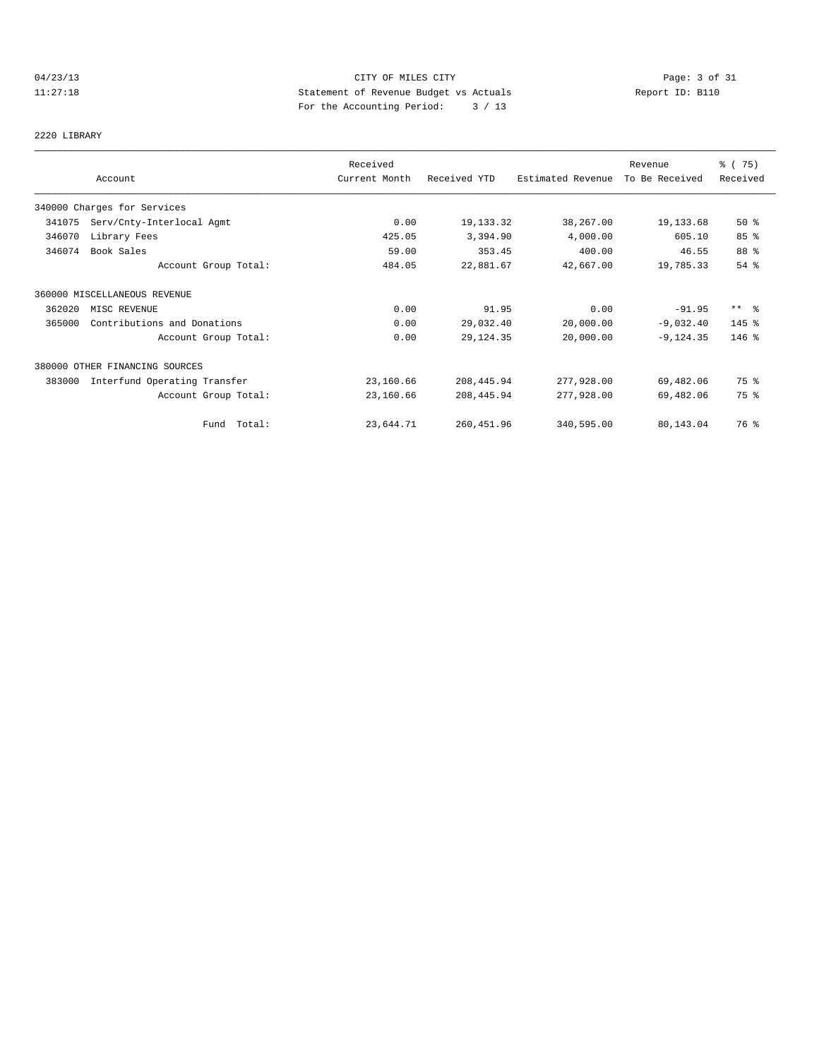CITY OF MILES CITY
Statement of Revenue Budget vs Actuals
For the Accounting Period: 3 / 13

04/23/13
11:27:18

Report ID: B110

2220 LIBRARY

| Account | | Received Current Month | Received YTD | Estimated Revenue | Revenue To Be Received | % ( 75) Received |
|---|---|---|---|---|---|---|
| 340000 Charges for Services | | | | | | |
| 341075 | Serv/Cnty-Interlocal Agmt | 0.00 | 19,133.32 | 38,267.00 | 19,133.68 | 50 % |
| 346070 | Library Fees | 425.05 | 3,394.90 | 4,000.00 | 605.10 | 85 % |
| 346074 | Book Sales | 59.00 | 353.45 | 400.00 | 46.55 | 88 % |
| | Account Group Total: | 484.05 | 22,881.67 | 42,667.00 | 19,785.33 | 54 % |
| 360000 MISCELLANEOUS REVENUE | | | | | | |
| 362020 | MISC REVENUE | 0.00 | 91.95 | 0.00 | -91.95 | ** % |
| 365000 | Contributions and Donations | 0.00 | 29,032.40 | 20,000.00 | -9,032.40 | 145 % |
| | Account Group Total: | 0.00 | 29,124.35 | 20,000.00 | -9,124.35 | 146 % |
| 380000 OTHER FINANCING SOURCES | | | | | | |
| 383000 | Interfund Operating Transfer | 23,160.66 | 208,445.94 | 277,928.00 | 69,482.06 | 75 % |
| | Account Group Total: | 23,160.66 | 208,445.94 | 277,928.00 | 69,482.06 | 75 % |
| | Fund Total: | 23,644.71 | 260,451.96 | 340,595.00 | 80,143.04 | 76 % |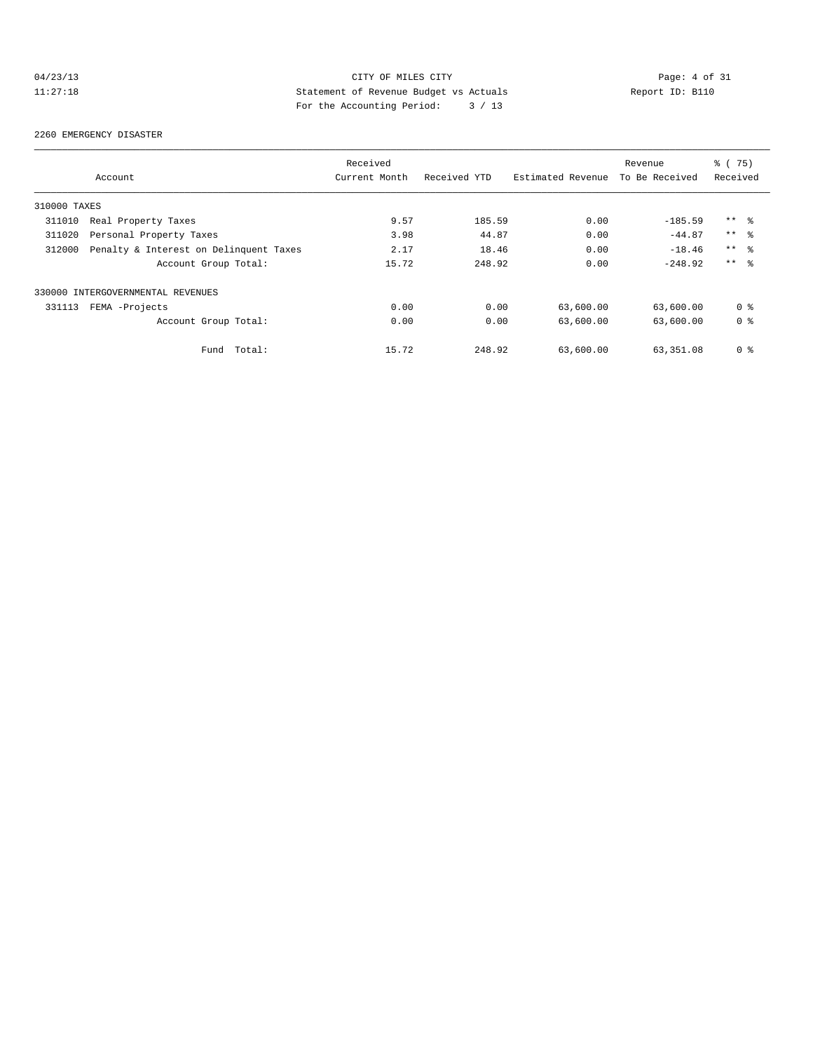04/23/13 CITY OF MILES CITY
11:27:18 Statement of Revenue Budget vs Actuals Report ID: B110
For the Accounting Period: 3 / 13

2260 EMERGENCY DISASTER

| Account | Received Current Month | Received YTD | Estimated Revenue | Revenue To Be Received | % ( 75) Received |
|---|---|---|---|---|---|
| 310000 TAXES | | | | | |
| 311010 Real Property Taxes | 9.57 | 185.59 | 0.00 | -185.59 | ** % |
| 311020 Personal Property Taxes | 3.98 | 44.87 | 0.00 | -44.87 | ** % |
| 312000 Penalty & Interest on Delinquent Taxes | 2.17 | 18.46 | 0.00 | -18.46 | ** % |
| Account Group Total: | 15.72 | 248.92 | 0.00 | -248.92 | ** % |
| 330000 INTERGOVERNMENTAL REVENUES | | | | | |
| 331113 FEMA -Projects | 0.00 | 0.00 | 63,600.00 | 63,600.00 | 0 % |
| Account Group Total: | 0.00 | 0.00 | 63,600.00 | 63,600.00 | 0 % |
| Fund Total: | 15.72 | 248.92 | 63,600.00 | 63,351.08 | 0 % |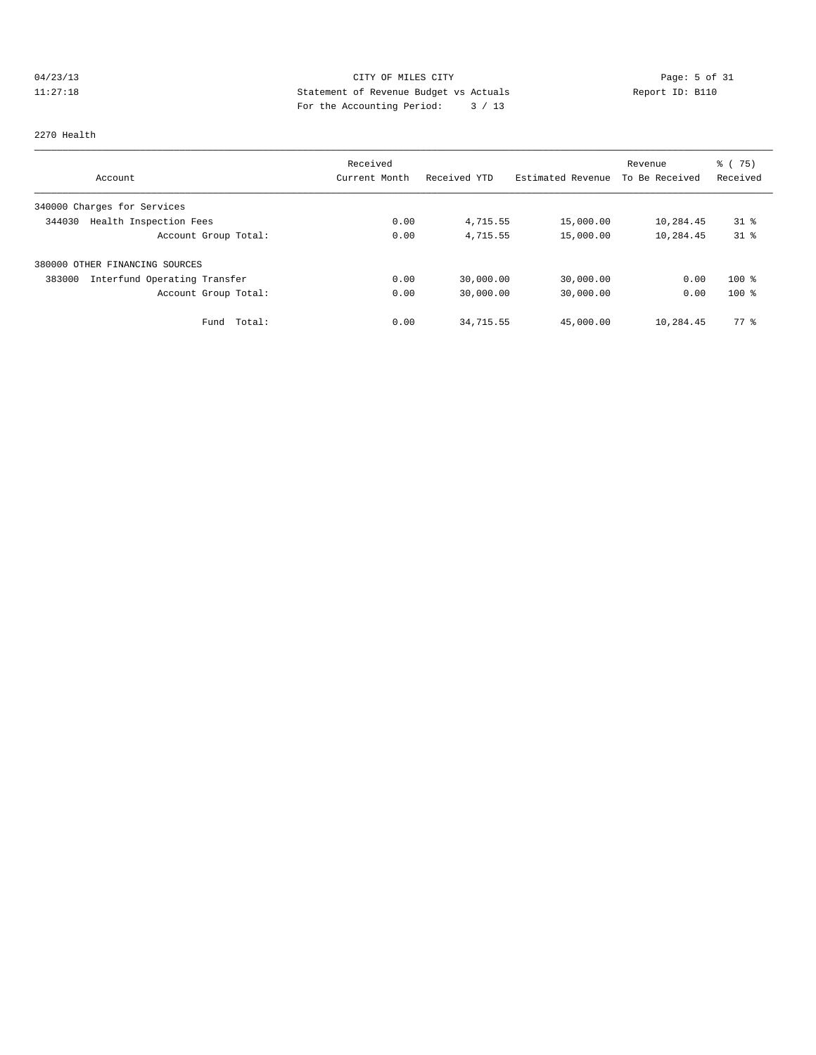CITY OF MILES CITY
Statement of Revenue Budget vs Actuals
For the Accounting Period: 3 / 13

04/23/13
11:27:18

Report ID: B110

2270 Health

| Account | Received Current Month | Received YTD | Estimated Revenue | Revenue To Be Received | % ( 75) Received |
|---|---|---|---|---|---|
| 340000 Charges for Services | | | | | |
| 344030 Health Inspection Fees | 0.00 | 4,715.55 | 15,000.00 | 10,284.45 | 31 % |
| Account Group Total: | 0.00 | 4,715.55 | 15,000.00 | 10,284.45 | 31 % |
| 380000 OTHER FINANCING SOURCES | | | | | |
| 383000 Interfund Operating Transfer | 0.00 | 30,000.00 | 30,000.00 | 0.00 | 100 % |
| Account Group Total: | 0.00 | 30,000.00 | 30,000.00 | 0.00 | 100 % |
| Fund Total: | 0.00 | 34,715.55 | 45,000.00 | 10,284.45 | 77 % |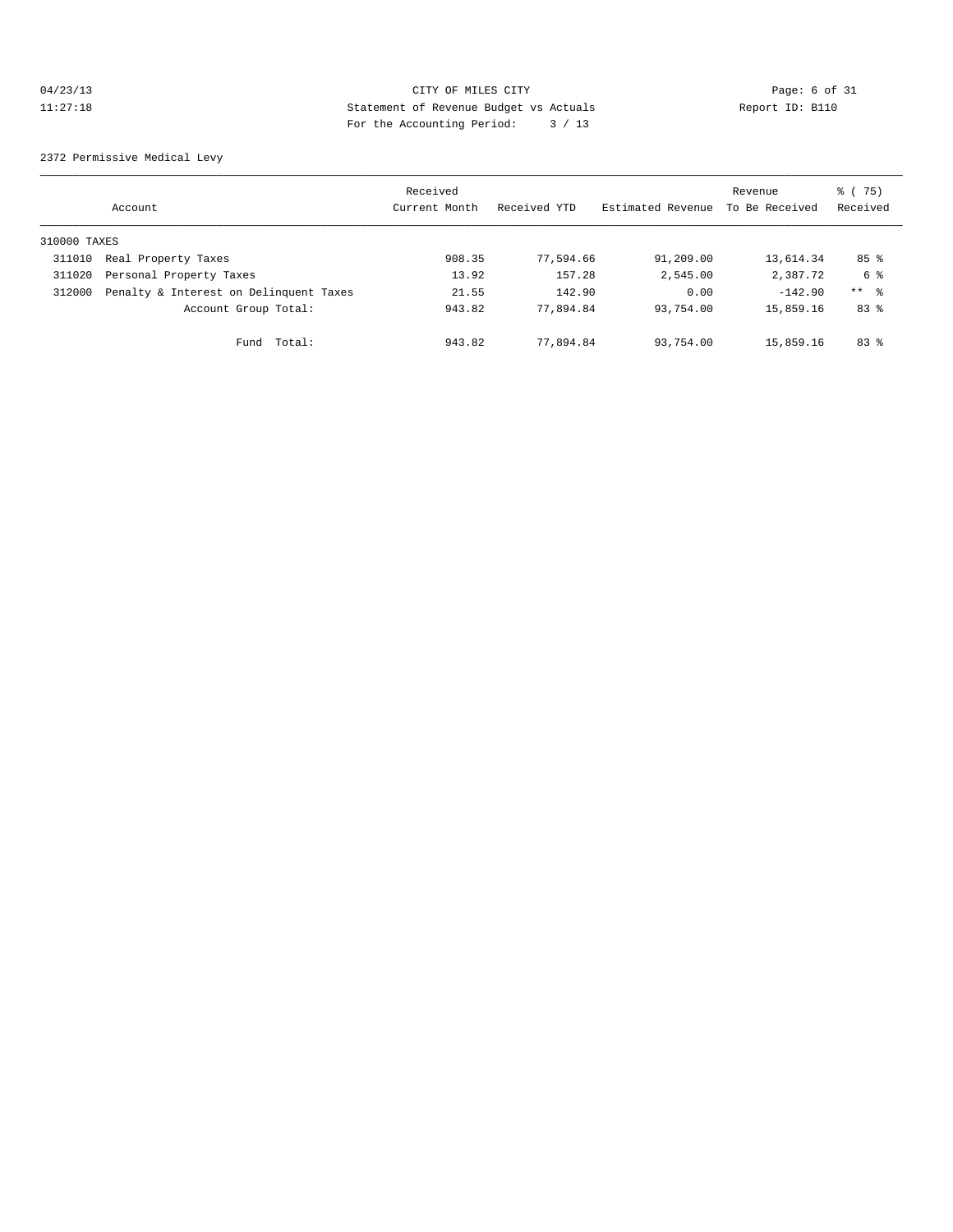CITY OF MILES CITY
Statement of Revenue Budget vs Actuals
For the Accounting Period: 3 / 13

04/23/13
11:27:18

Report ID: B110

2372 Permissive Medical Levy

| Account | | Received Current Month | Received YTD | Estimated Revenue | Revenue To Be Received | % ( 75) Received |
|---|---|---|---|---|---|---|
| 310000 TAXES | | | | | | |
| 311010 | Real Property Taxes | 908.35 | 77,594.66 | 91,209.00 | 13,614.34 | 85 % |
| 311020 | Personal Property Taxes | 13.92 | 157.28 | 2,545.00 | 2,387.72 | 6 % |
| 312000 | Penalty & Interest on Delinquent Taxes | 21.55 | 142.90 | 0.00 | -142.90 | ** % |
| | Account Group Total: | 943.82 | 77,894.84 | 93,754.00 | 15,859.16 | 83 % |
| | Fund Total: | 943.82 | 77,894.84 | 93,754.00 | 15,859.16 | 83 % |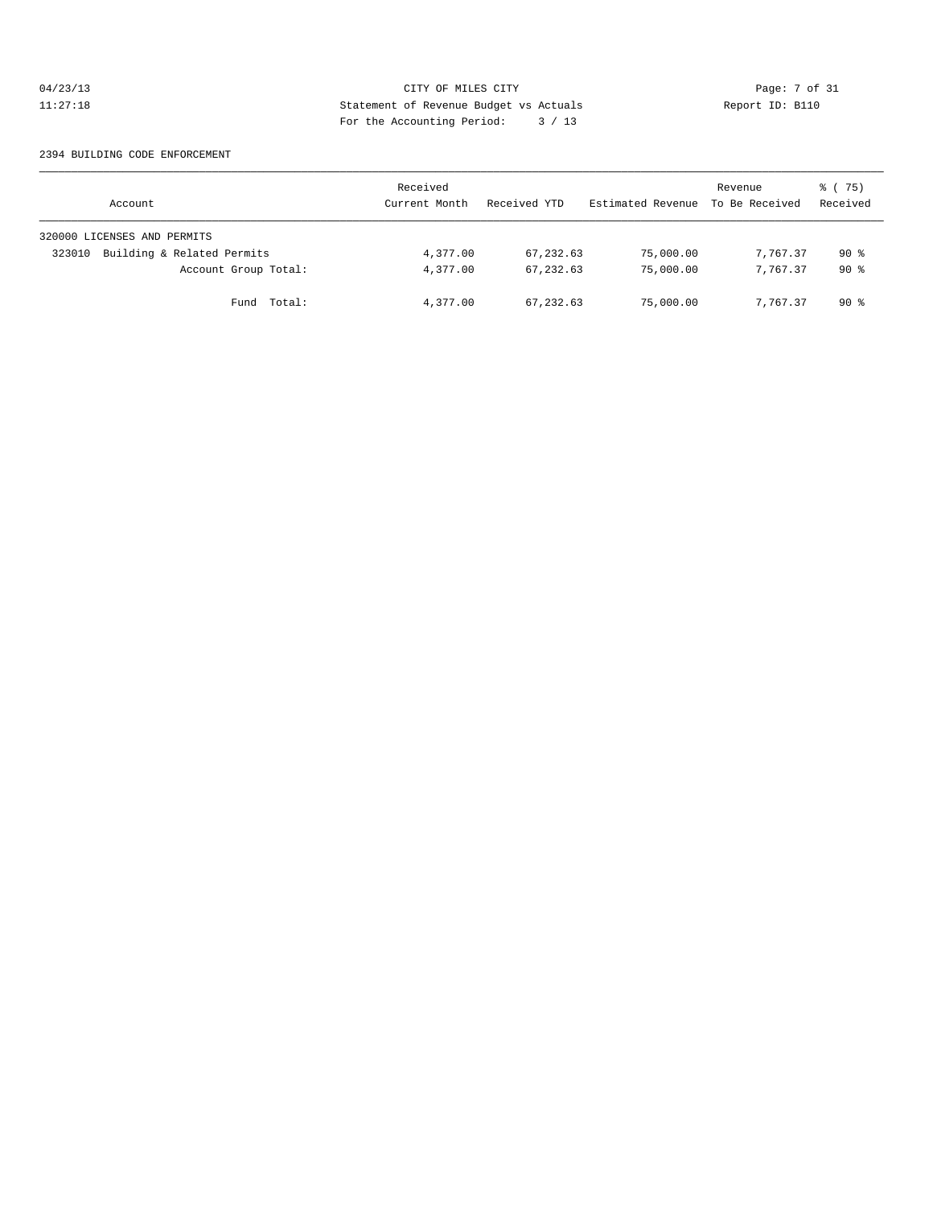CITY OF MILES CITY
Statement of Revenue Budget vs Actuals
For the Accounting Period: 3 / 13

04/23/13
11:27:18

Report ID: B110

2394 BUILDING CODE ENFORCEMENT

| Account | Received Current Month | Received YTD | Estimated Revenue | Revenue To Be Received | % ( 75) Received |
|---|---|---|---|---|---|
| 320000 LICENSES AND PERMITS | | | | | |
| 323010 Building & Related Permits | 4,377.00 | 67,232.63 | 75,000.00 | 7,767.37 | 90 % |
| Account Group Total: | 4,377.00 | 67,232.63 | 75,000.00 | 7,767.37 | 90 % |
| Fund Total: | 4,377.00 | 67,232.63 | 75,000.00 | 7,767.37 | 90 % |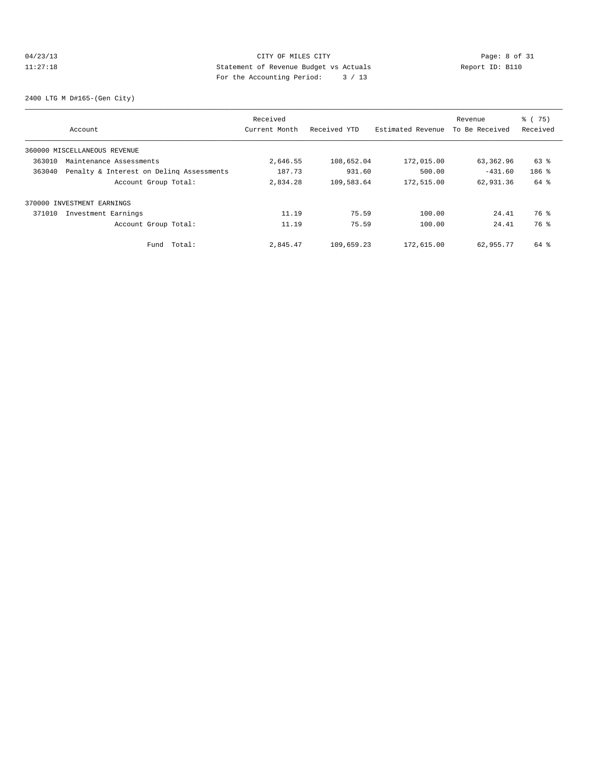CITY OF MILES CITY
Statement of Revenue Budget vs Actuals
For the Accounting Period: 3 / 13

04/23/13
11:27:18

Report ID: B110

2400 LTG M D#165-(Gen City)

| Account | Received Current Month | Received YTD | Estimated Revenue | Revenue To Be Received | % ( 75) Received |
|---|---|---|---|---|---|
| 360000 MISCELLANEOUS REVENUE | | | | | |
| 363010 Maintenance Assessments | 2,646.55 | 108,652.04 | 172,015.00 | 63,362.96 | 63 % |
| 363040 Penalty & Interest on Delinq Assessments | 187.73 | 931.60 | 500.00 | -431.60 | 186 % |
| Account Group Total: | 2,834.28 | 109,583.64 | 172,515.00 | 62,931.36 | 64 % |
| 370000 INVESTMENT EARNINGS | | | | | |
| 371010 Investment Earnings | 11.19 | 75.59 | 100.00 | 24.41 | 76 % |
| Account Group Total: | 11.19 | 75.59 | 100.00 | 24.41 | 76 % |
| Fund Total: | 2,845.47 | 109,659.23 | 172,615.00 | 62,955.77 | 64 % |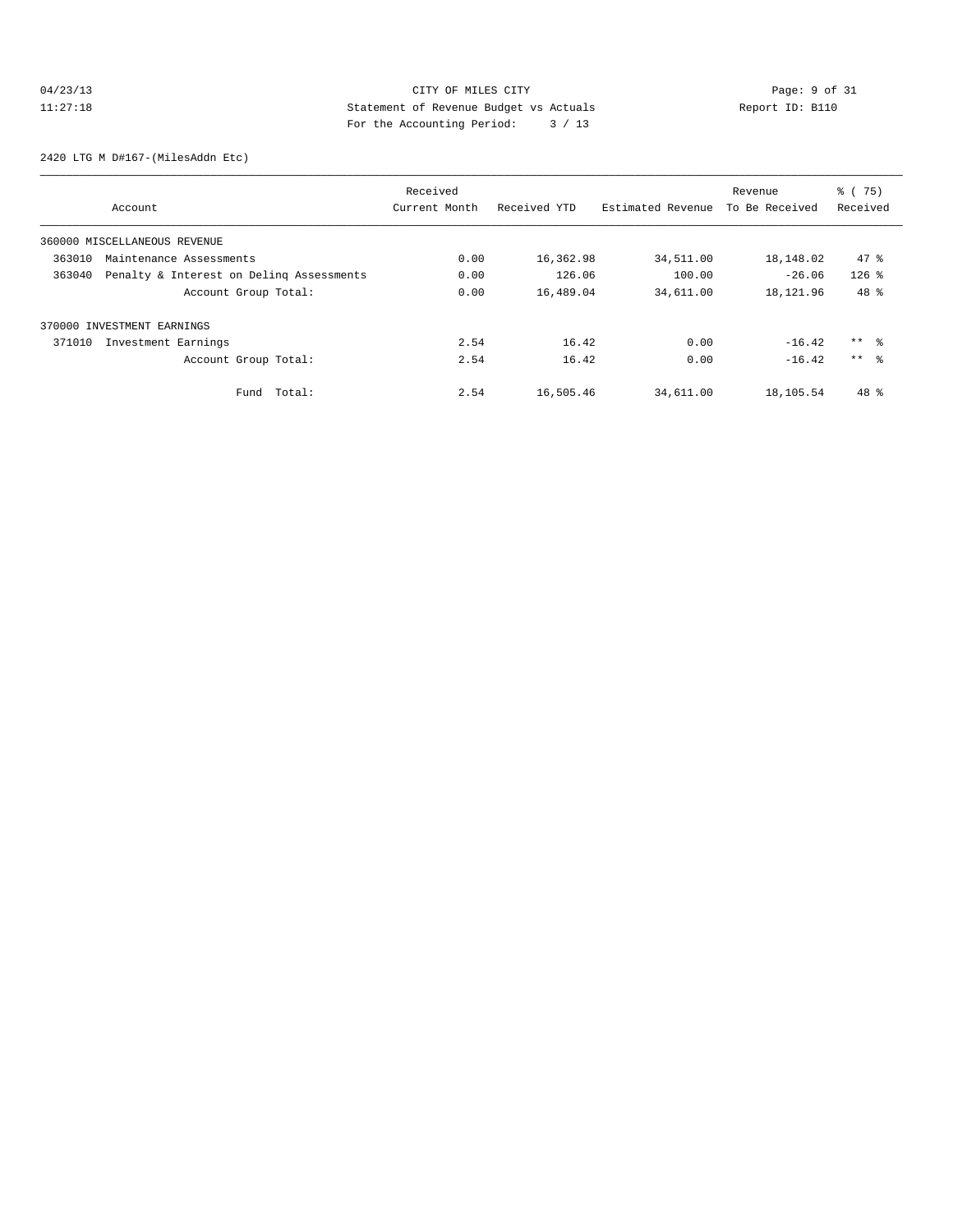CITY OF MILES CITY
Statement of Revenue Budget vs Actuals
For the Accounting Period: 3 / 13

04/23/13
11:27:18

Report ID: B110

2420 LTG M D#167-(MilesAddn Etc)

| Account | Received Current Month | Received YTD | Estimated Revenue | Revenue To Be Received | % ( 75) Received |
|---|---|---|---|---|---|
| 360000 MISCELLANEOUS REVENUE | | | | | |
| 363010 Maintenance Assessments | 0.00 | 16,362.98 | 34,511.00 | 18,148.02 | 47 % |
| 363040 Penalty & Interest on Delinq Assessments | 0.00 | 126.06 | 100.00 | -26.06 | 126 % |
| Account Group Total: | 0.00 | 16,489.04 | 34,611.00 | 18,121.96 | 48 % |
| 370000 INVESTMENT EARNINGS | | | | | |
| 371010 Investment Earnings | 2.54 | 16.42 | 0.00 | -16.42 | ** % |
| Account Group Total: | 2.54 | 16.42 | 0.00 | -16.42 | ** % |
| Fund Total: | 2.54 | 16,505.46 | 34,611.00 | 18,105.54 | 48 % |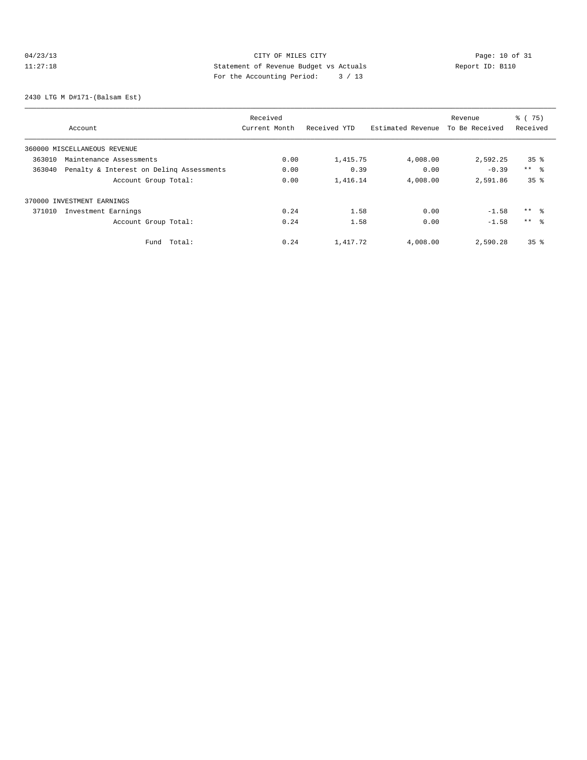CITY OF MILES CITY
Statement of Revenue Budget vs Actuals
For the Accounting Period: 3 / 13

04/23/13
11:27:18

Report ID: B110

2430 LTG M D#171-(Balsam Est)

| Account | Received Current Month | Received YTD | Estimated Revenue | Revenue To Be Received | % ( 75) Received |
|---|---|---|---|---|---|
| 360000 MISCELLANEOUS REVENUE | | | | | |
| 363010 Maintenance Assessments | 0.00 | 1,415.75 | 4,008.00 | 2,592.25 | 35 % |
| 363040 Penalty & Interest on Delinq Assessments | 0.00 | 0.39 | 0.00 | -0.39 | ** % |
| Account Group Total: | 0.00 | 1,416.14 | 4,008.00 | 2,591.86 | 35 % |
| 370000 INVESTMENT EARNINGS | | | | | |
| 371010 Investment Earnings | 0.24 | 1.58 | 0.00 | -1.58 | ** % |
| Account Group Total: | 0.24 | 1.58 | 0.00 | -1.58 | ** % |
| Fund Total: | 0.24 | 1,417.72 | 4,008.00 | 2,590.28 | 35 % |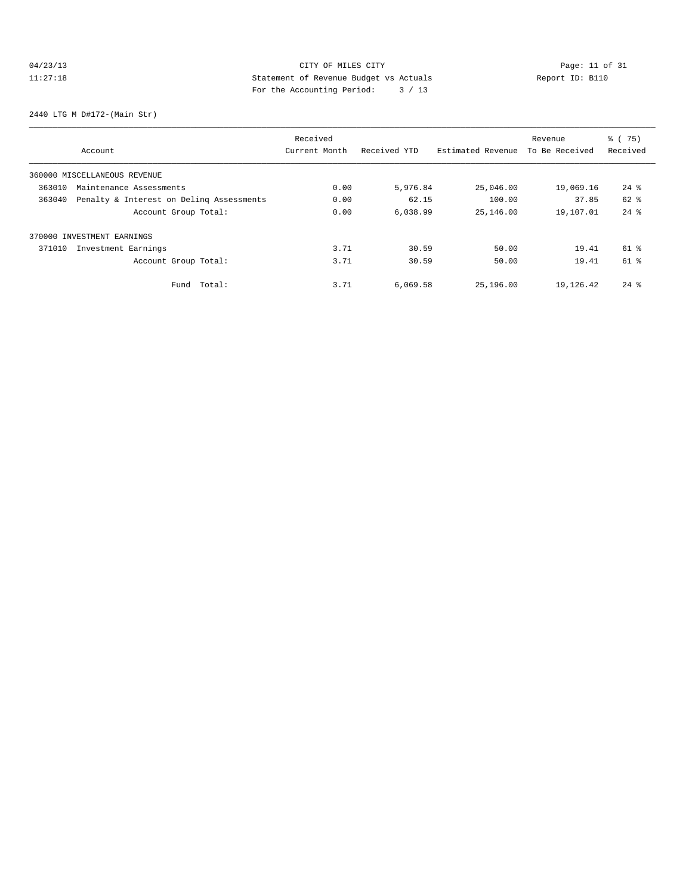CITY OF MILES CITY
Statement of Revenue Budget vs Actuals
For the Accounting Period: 3 / 13

04/23/13
11:27:18

Report ID: B110

2440 LTG M D#172-(Main Str)

| Account | Received Current Month | Received YTD | Estimated Revenue | Revenue To Be Received | % ( 75) Received |
|---|---|---|---|---|---|
| 360000 MISCELLANEOUS REVENUE | | | | | |
| 363010 Maintenance Assessments | 0.00 | 5,976.84 | 25,046.00 | 19,069.16 | 24 % |
| 363040 Penalty & Interest on Delinq Assessments | 0.00 | 62.15 | 100.00 | 37.85 | 62 % |
| Account Group Total: | 0.00 | 6,038.99 | 25,146.00 | 19,107.01 | 24 % |
| 370000 INVESTMENT EARNINGS | | | | | |
| 371010 Investment Earnings | 3.71 | 30.59 | 50.00 | 19.41 | 61 % |
| Account Group Total: | 3.71 | 30.59 | 50.00 | 19.41 | 61 % |
| Fund Total: | 3.71 | 6,069.58 | 25,196.00 | 19,126.42 | 24 % |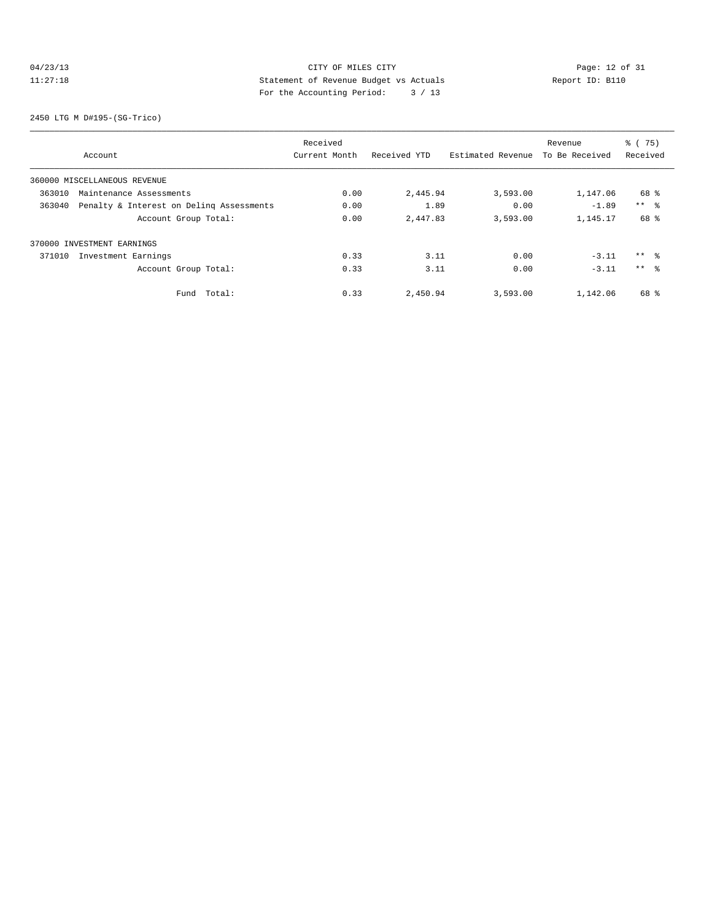CITY OF MILES CITY
Statement of Revenue Budget vs Actuals
For the Accounting Period: 3 / 13

04/23/13
11:27:18

Report ID: B110

2450 LTG M D#195-(SG-Trico)

| Account | Received Current Month | Received YTD | Estimated Revenue | Revenue To Be Received | % ( 75) Received |
|---|---|---|---|---|---|
| 360000 MISCELLANEOUS REVENUE | | | | | |
| 363010 Maintenance Assessments | 0.00 | 2,445.94 | 3,593.00 | 1,147.06 | 68 % |
| 363040 Penalty & Interest on Delinq Assessments | 0.00 | 1.89 | 0.00 | -1.89 | ** % |
| Account Group Total: | 0.00 | 2,447.83 | 3,593.00 | 1,145.17 | 68 % |
| 370000 INVESTMENT EARNINGS | | | | | |
| 371010 Investment Earnings | 0.33 | 3.11 | 0.00 | -3.11 | ** % |
| Account Group Total: | 0.33 | 3.11 | 0.00 | -3.11 | ** % |
| Fund Total: | 0.33 | 2,450.94 | 3,593.00 | 1,142.06 | 68 % |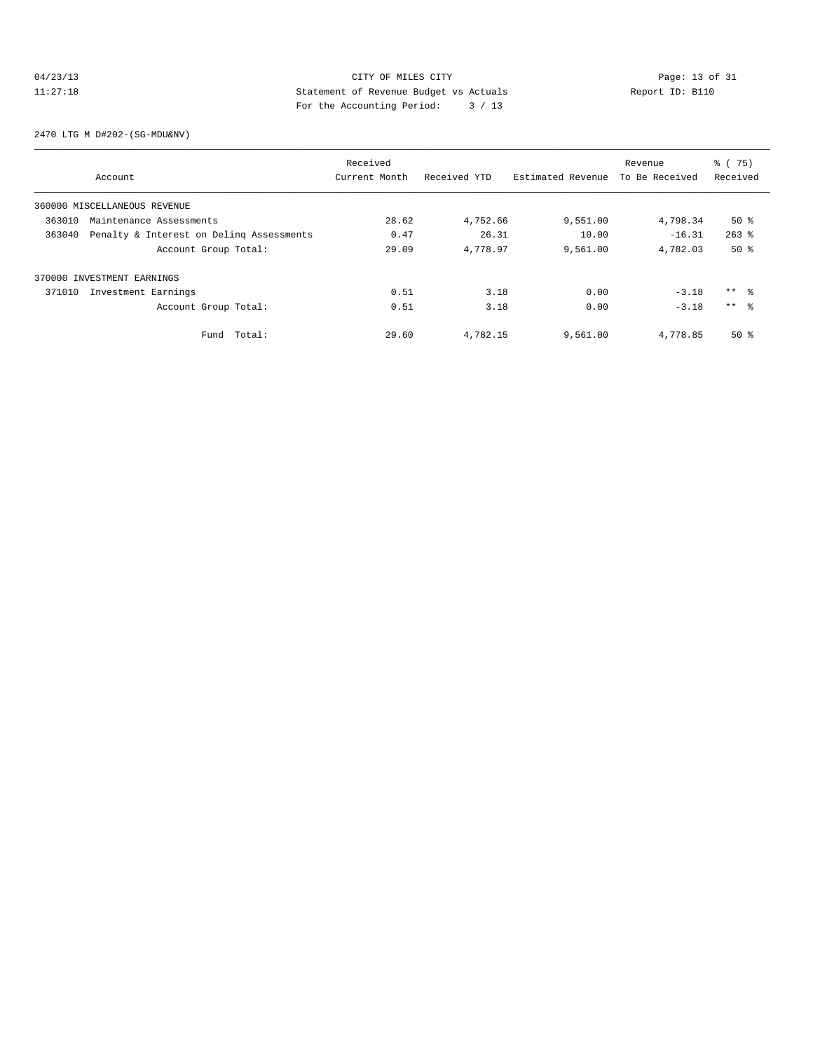CITY OF MILES CITY
Statement of Revenue Budget vs Actuals
For the Accounting Period: 3 / 13

04/23/13
11:27:18

Report ID: B110

2470 LTG M D#202-(SG-MDU&NV)

| Account | Received Current Month | Received YTD | Estimated Revenue | Revenue To Be Received | % ( 75) Received |
|---|---|---|---|---|---|
| 360000 MISCELLANEOUS REVENUE | | | | | |
| 363010 Maintenance Assessments | 28.62 | 4,752.66 | 9,551.00 | 4,798.34 | 50 % |
| 363040 Penalty & Interest on Delinq Assessments | 0.47 | 26.31 | 10.00 | -16.31 | 263 % |
| Account Group Total: | 29.09 | 4,778.97 | 9,561.00 | 4,782.03 | 50 % |
| 370000 INVESTMENT EARNINGS | | | | | |
| 371010 Investment Earnings | 0.51 | 3.18 | 0.00 | -3.18 | ** % |
| Account Group Total: | 0.51 | 3.18 | 0.00 | -3.18 | ** % |
| Fund Total: | 29.60 | 4,782.15 | 9,561.00 | 4,778.85 | 50 % |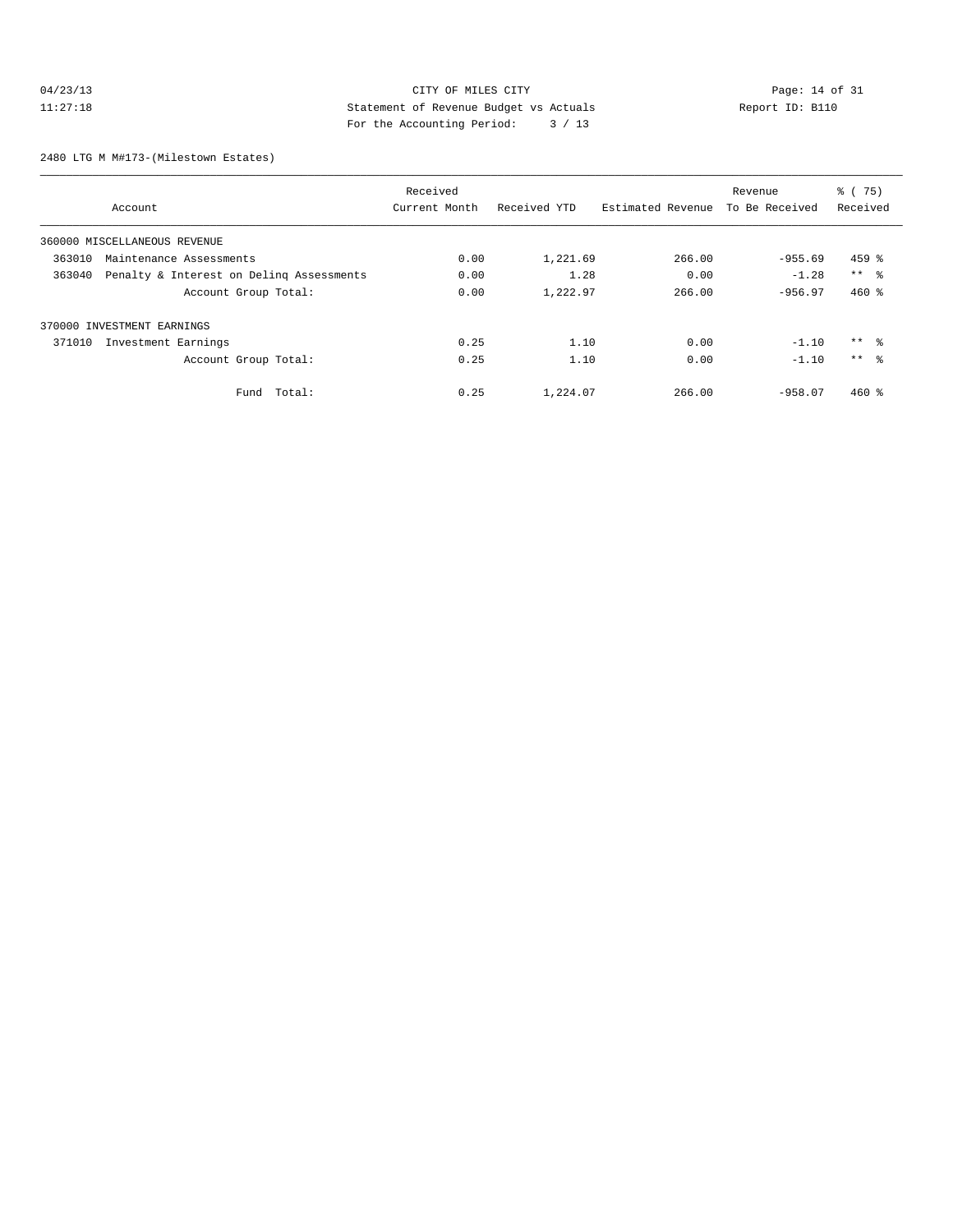CITY OF MILES CITY
Statement of Revenue Budget vs Actuals
For the Accounting Period: 3 / 13

04/23/13
11:27:18

Report ID: B110

2480 LTG M M#173-(Milestown Estates)

| Account | Received Current Month | Received YTD | Estimated Revenue | Revenue To Be Received | % ( 75) Received |
|---|---|---|---|---|---|
| 360000 MISCELLANEOUS REVENUE | | | | | |
| 363010 Maintenance Assessments | 0.00 | 1,221.69 | 266.00 | -955.69 | 459 % |
| 363040 Penalty & Interest on Delinq Assessments | 0.00 | 1.28 | 0.00 | -1.28 | ** % |
| Account Group Total: | 0.00 | 1,222.97 | 266.00 | -956.97 | 460 % |
| 370000 INVESTMENT EARNINGS | | | | | |
| 371010 Investment Earnings | 0.25 | 1.10 | 0.00 | -1.10 | ** % |
| Account Group Total: | 0.25 | 1.10 | 0.00 | -1.10 | ** % |
| Fund Total: | 0.25 | 1,224.07 | 266.00 | -958.07 | 460 % |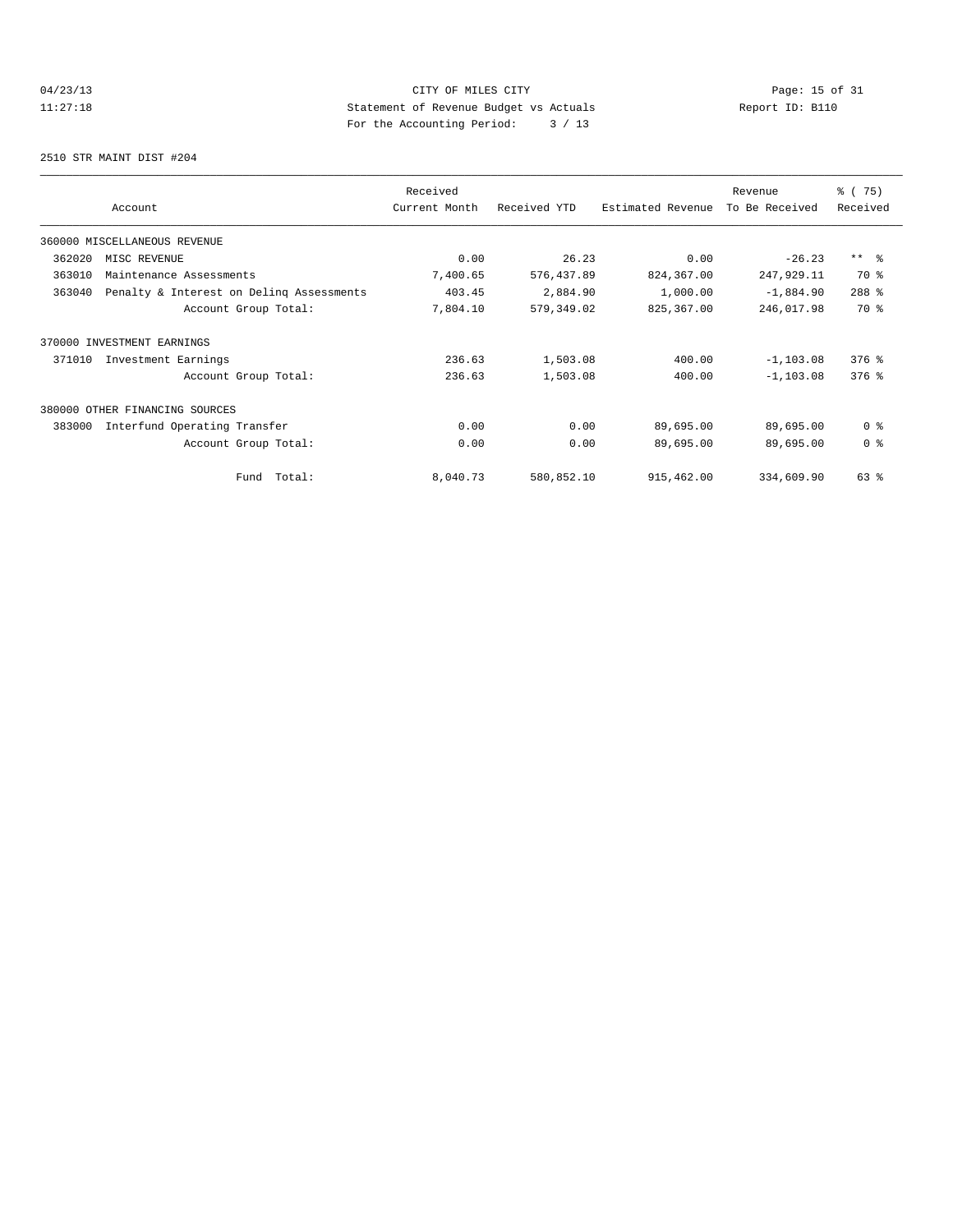CITY OF MILES CITY
Statement of Revenue Budget vs Actuals
For the Accounting Period: 3 / 13

04/23/13
11:27:18

Report ID: B110

2510 STR MAINT DIST #204

| Account | | Received Current Month | Received YTD | Estimated Revenue | Revenue To Be Received | % ( 75) Received |
|---|---|---|---|---|---|---|
| 360000 MISCELLANEOUS REVENUE | | | | | | |
| 362020 | MISC REVENUE | 0.00 | 26.23 | 0.00 | -26.23 | ** % |
| 363010 | Maintenance Assessments | 7,400.65 | 576,437.89 | 824,367.00 | 247,929.11 | 70 % |
| 363040 | Penalty & Interest on Delinq Assessments | 403.45 | 2,884.90 | 1,000.00 | -1,884.90 | 288 % |
| | Account Group Total: | 7,804.10 | 579,349.02 | 825,367.00 | 246,017.98 | 70 % |
| 370000 INVESTMENT EARNINGS | | | | | | |
| 371010 | Investment Earnings | 236.63 | 1,503.08 | 400.00 | -1,103.08 | 376 % |
| | Account Group Total: | 236.63 | 1,503.08 | 400.00 | -1,103.08 | 376 % |
| 380000 OTHER FINANCING SOURCES | | | | | | |
| 383000 | Interfund Operating Transfer | 0.00 | 0.00 | 89,695.00 | 89,695.00 | 0 % |
| | Account Group Total: | 0.00 | 0.00 | 89,695.00 | 89,695.00 | 0 % |
| | Fund Total: | 8,040.73 | 580,852.10 | 915,462.00 | 334,609.90 | 63 % |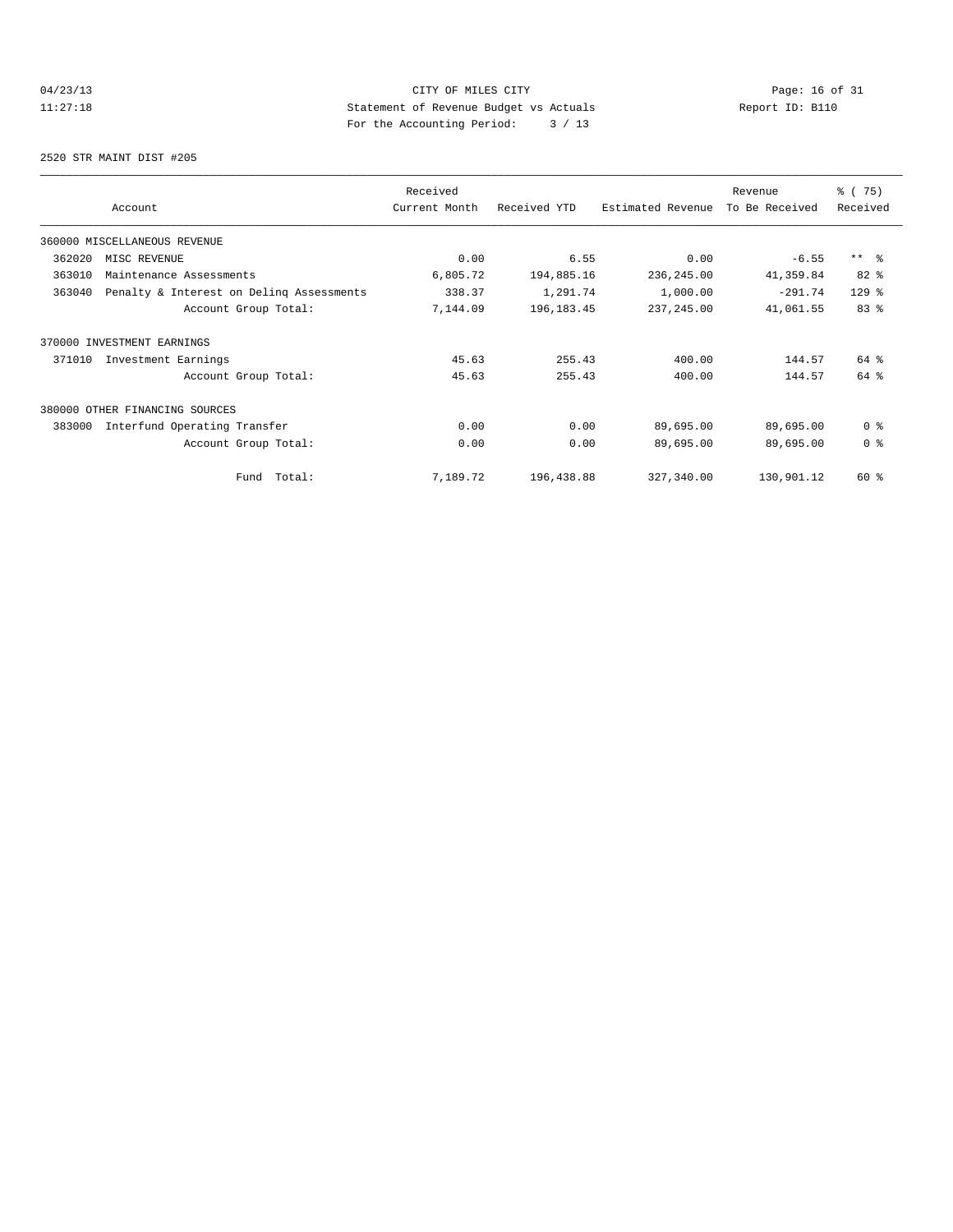CITY OF MILES CITY
Statement of Revenue Budget vs Actuals
For the Accounting Period: 3 / 13

04/23/13
11:27:18

Report ID: B110

2520 STR MAINT DIST #205

| Account | Received Current Month | Received YTD | Estimated Revenue | Revenue To Be Received | % ( 75) Received |
|---|---|---|---|---|---|
| 360000 MISCELLANEOUS REVENUE | | | | | |
| 362020 MISC REVENUE | 0.00 | 6.55 | 0.00 | -6.55 | ** % |
| 363010 Maintenance Assessments | 6,805.72 | 194,885.16 | 236,245.00 | 41,359.84 | 82 % |
| 363040 Penalty & Interest on Delinq Assessments | 338.37 | 1,291.74 | 1,000.00 | -291.74 | 129 % |
| Account Group Total: | 7,144.09 | 196,183.45 | 237,245.00 | 41,061.55 | 83 % |
| 370000 INVESTMENT EARNINGS | | | | | |
| 371010 Investment Earnings | 45.63 | 255.43 | 400.00 | 144.57 | 64 % |
| Account Group Total: | 45.63 | 255.43 | 400.00 | 144.57 | 64 % |
| 380000 OTHER FINANCING SOURCES | | | | | |
| 383000 Interfund Operating Transfer | 0.00 | 0.00 | 89,695.00 | 89,695.00 | 0 % |
| Account Group Total: | 0.00 | 0.00 | 89,695.00 | 89,695.00 | 0 % |
| Fund Total: | 7,189.72 | 196,438.88 | 327,340.00 | 130,901.12 | 60 % |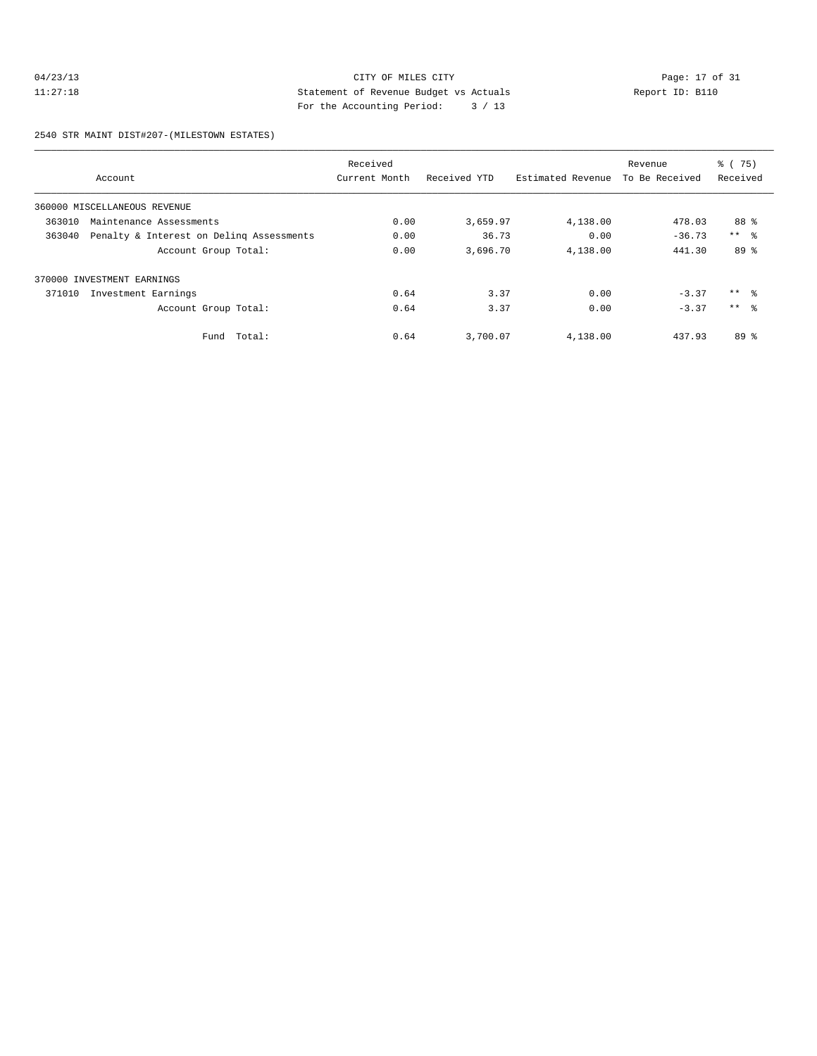04/23/13 CITY OF MILES CITY
11:27:18 Statement of Revenue Budget vs Actuals Report ID: B110
For the Accounting Period: 3 / 13

2540 STR MAINT DIST#207-(MILESTOWN ESTATES)

| Account | Received Current Month | Received YTD | Estimated Revenue | Revenue To Be Received | % ( 75) Received |
|---|---|---|---|---|---|
| 360000 MISCELLANEOUS REVENUE | | | | | |
| 363010 Maintenance Assessments | 0.00 | 3,659.97 | 4,138.00 | 478.03 | 88 % |
| 363040 Penalty & Interest on Delinq Assessments | 0.00 | 36.73 | 0.00 | -36.73 | ** % |
| Account Group Total: | 0.00 | 3,696.70 | 4,138.00 | 441.30 | 89 % |
| 370000 INVESTMENT EARNINGS | | | | | |
| 371010 Investment Earnings | 0.64 | 3.37 | 0.00 | -3.37 | ** % |
| Account Group Total: | 0.64 | 3.37 | 0.00 | -3.37 | ** % |
| Fund Total: | 0.64 | 3,700.07 | 4,138.00 | 437.93 | 89 % |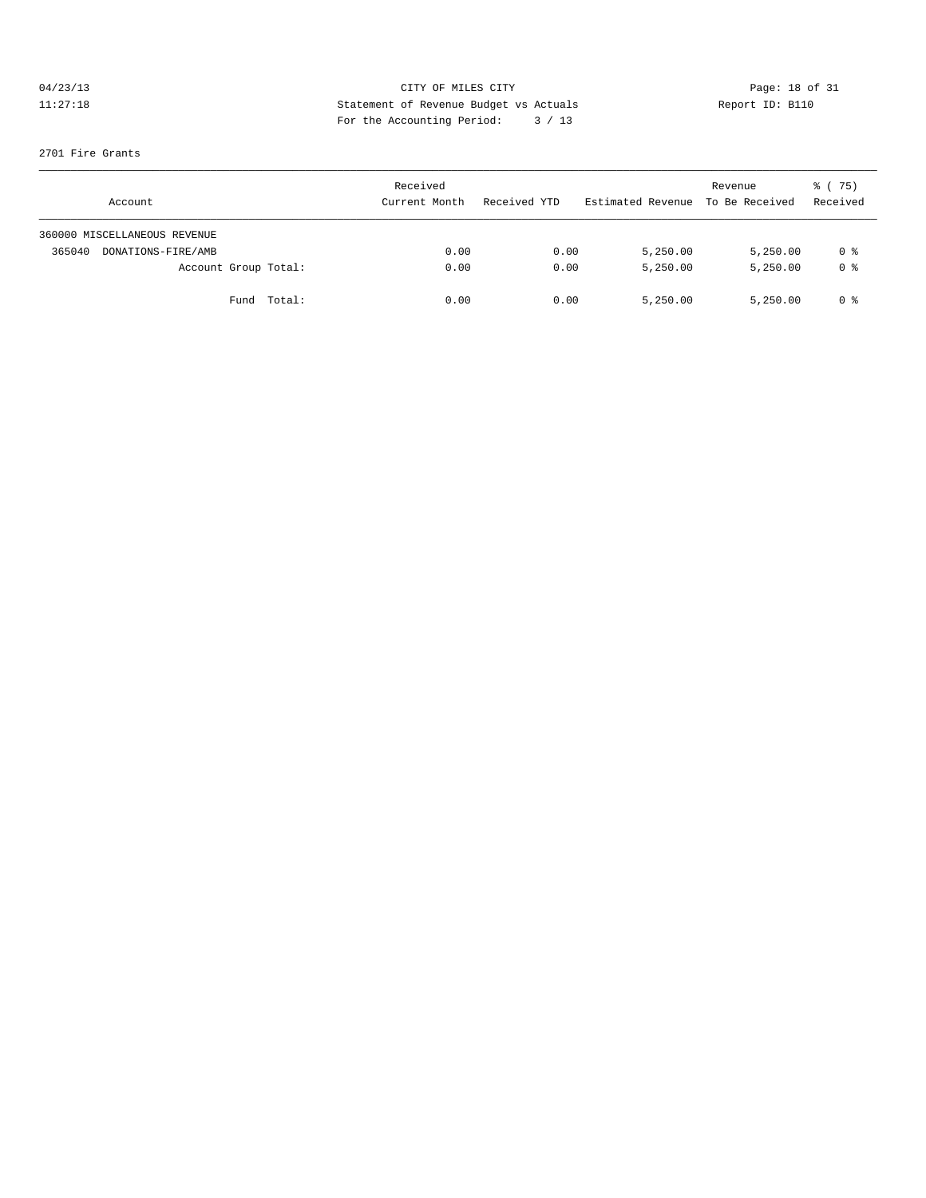CITY OF MILES CITY
Statement of Revenue Budget vs Actuals
For the Accounting Period: 3 / 13

04/23/13
11:27:18

Report ID: B110

2701 Fire Grants

| Account | Received Current Month | Received YTD | Estimated Revenue | Revenue To Be Received | % ( 75) Received |
|---|---|---|---|---|---|
| 360000 MISCELLANEOUS REVENUE | | | | | |
| 365040 DONATIONS-FIRE/AMB | 0.00 | 0.00 | 5,250.00 | 5,250.00 | 0 % |
| Account Group Total: | 0.00 | 0.00 | 5,250.00 | 5,250.00 | 0 % |
| Fund Total: | 0.00 | 0.00 | 5,250.00 | 5,250.00 | 0 % |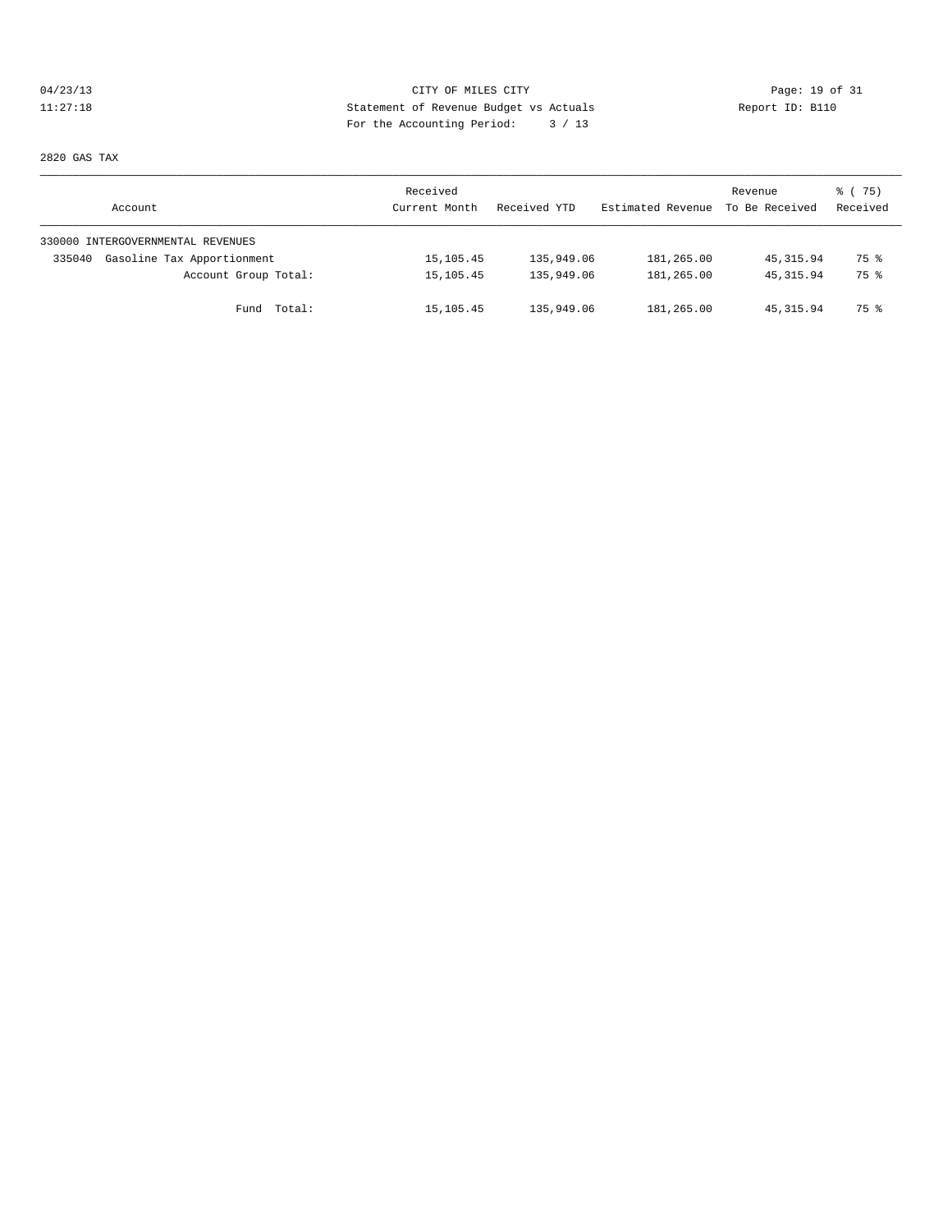CITY OF MILES CITY
Statement of Revenue Budget vs Actuals
For the Accounting Period: 3 / 13

04/23/13
11:27:18

Report ID: B110

2820 GAS TAX

| Account | Received Current Month | Received YTD | Estimated Revenue | Revenue To Be Received | % ( 75) Received |
|---|---|---|---|---|---|
| 330000 INTERGOVERNMENTAL REVENUES | | | | | |
| 335040 Gasoline Tax Apportionment | 15,105.45 | 135,949.06 | 181,265.00 | 45,315.94 | 75 % |
| Account Group Total: | 15,105.45 | 135,949.06 | 181,265.00 | 45,315.94 | 75 % |
| Fund Total: | 15,105.45 | 135,949.06 | 181,265.00 | 45,315.94 | 75 % |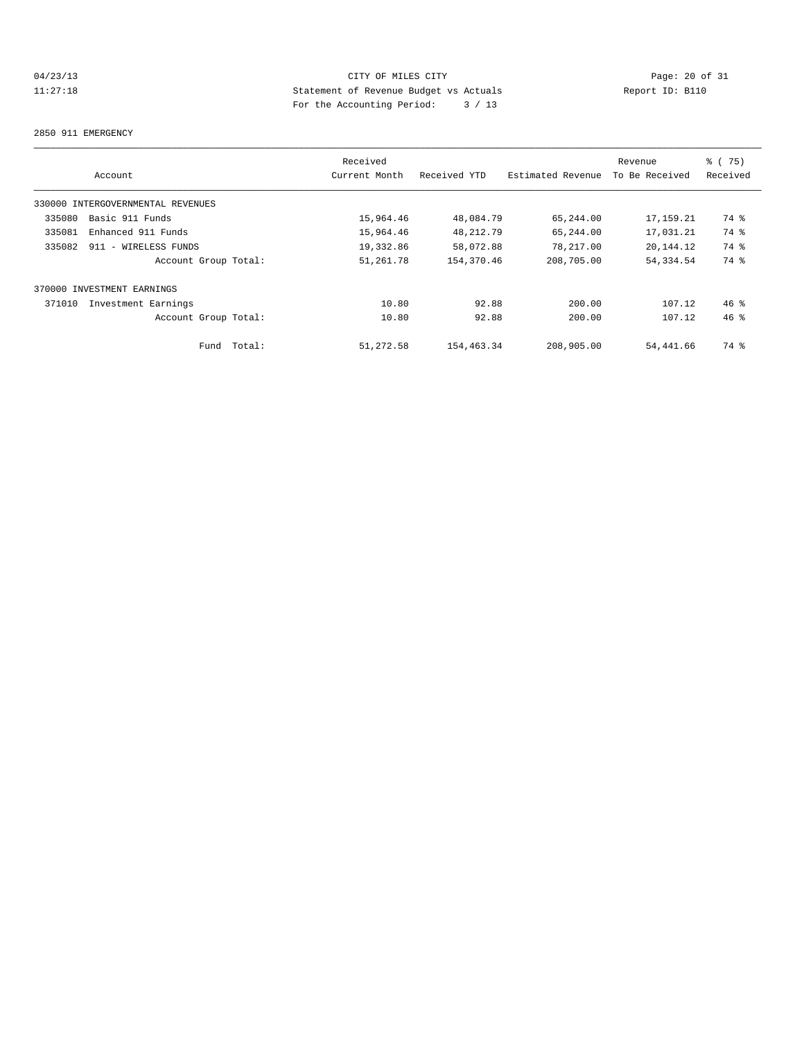CITY OF MILES CITY

Statement of Revenue Budget vs Actuals

For the Accounting Period: 3 / 13

04/23/13 11:27:18 Report ID: B110

2850 911 EMERGENCY

| Account | Received Current Month | Received YTD | Estimated Revenue | Revenue To Be Received | % ( 75) Received |
|---|---|---|---|---|---|
| 330000 INTERGOVERNMENTAL REVENUES | | | | | |
| 335080 Basic 911 Funds | 15,964.46 | 48,084.79 | 65,244.00 | 17,159.21 | 74 % |
| 335081 Enhanced 911 Funds | 15,964.46 | 48,212.79 | 65,244.00 | 17,031.21 | 74 % |
| 335082 911 - WIRELESS FUNDS | 19,332.86 | 58,072.88 | 78,217.00 | 20,144.12 | 74 % |
| Account Group Total: | 51,261.78 | 154,370.46 | 208,705.00 | 54,334.54 | 74 % |
| 370000 INVESTMENT EARNINGS | | | | | |
| 371010 Investment Earnings | 10.80 | 92.88 | 200.00 | 107.12 | 46 % |
| Account Group Total: | 10.80 | 92.88 | 200.00 | 107.12 | 46 % |
| Fund Total: | 51,272.58 | 154,463.34 | 208,905.00 | 54,441.66 | 74 % |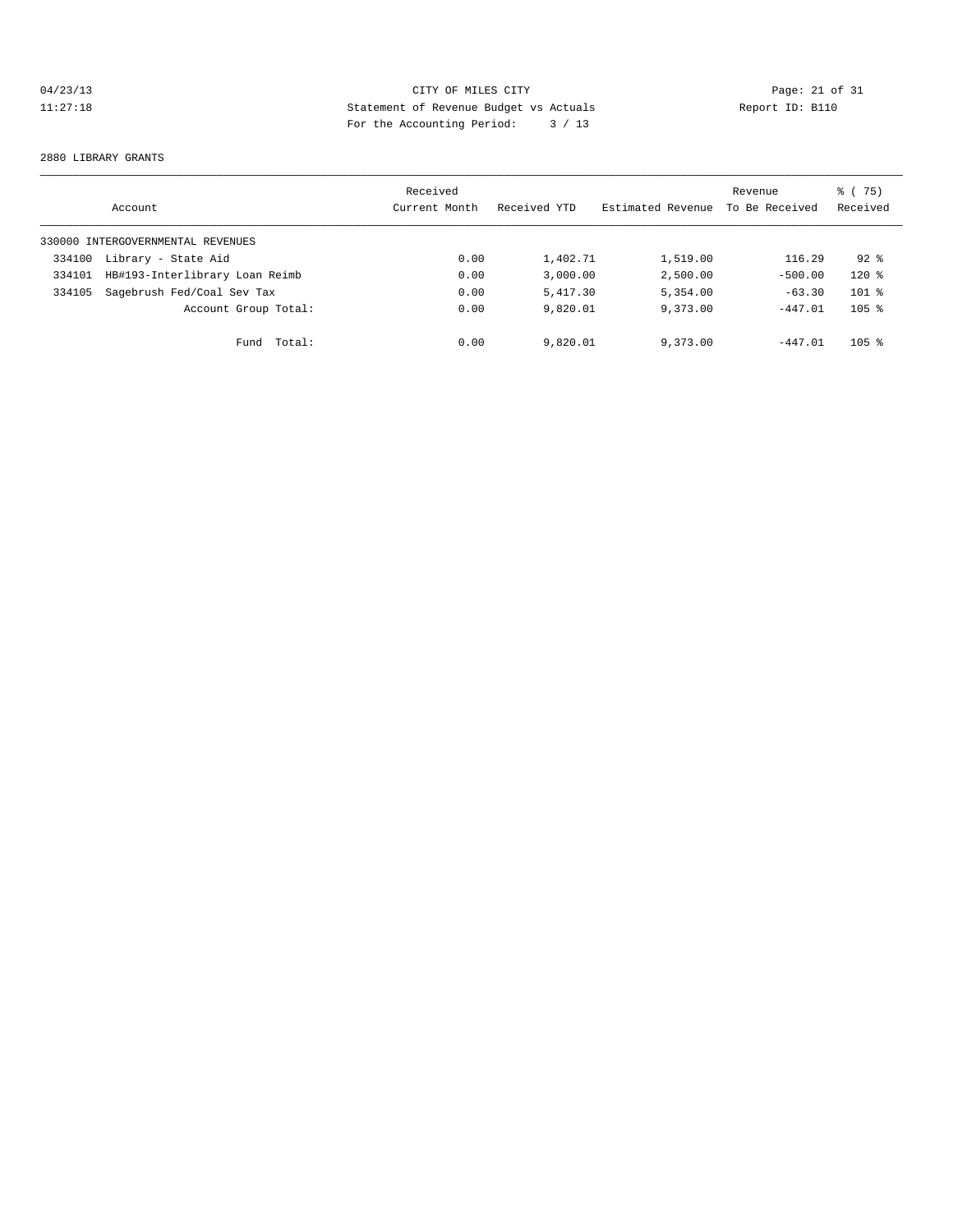CITY OF MILES CITY
Statement of Revenue Budget vs Actuals
For the Accounting Period: 3 / 13

04/23/13
11:27:18

Report ID: B110

2880 LIBRARY GRANTS

| Account | Received Current Month | Received YTD | Estimated Revenue | Revenue To Be Received | % ( 75) Received |
|---|---|---|---|---|---|
| 330000 INTERGOVERNMENTAL REVENUES | | | | | |
| 334100 Library - State Aid | 0.00 | 1,402.71 | 1,519.00 | 116.29 | 92 % |
| 334101 HB#193-Interlibrary Loan Reimb | 0.00 | 3,000.00 | 2,500.00 | -500.00 | 120 % |
| 334105 Sagebrush Fed/Coal Sev Tax | 0.00 | 5,417.30 | 5,354.00 | -63.30 | 101 % |
| Account Group Total: | 0.00 | 9,820.01 | 9,373.00 | -447.01 | 105 % |
| Fund Total: | 0.00 | 9,820.01 | 9,373.00 | -447.01 | 105 % |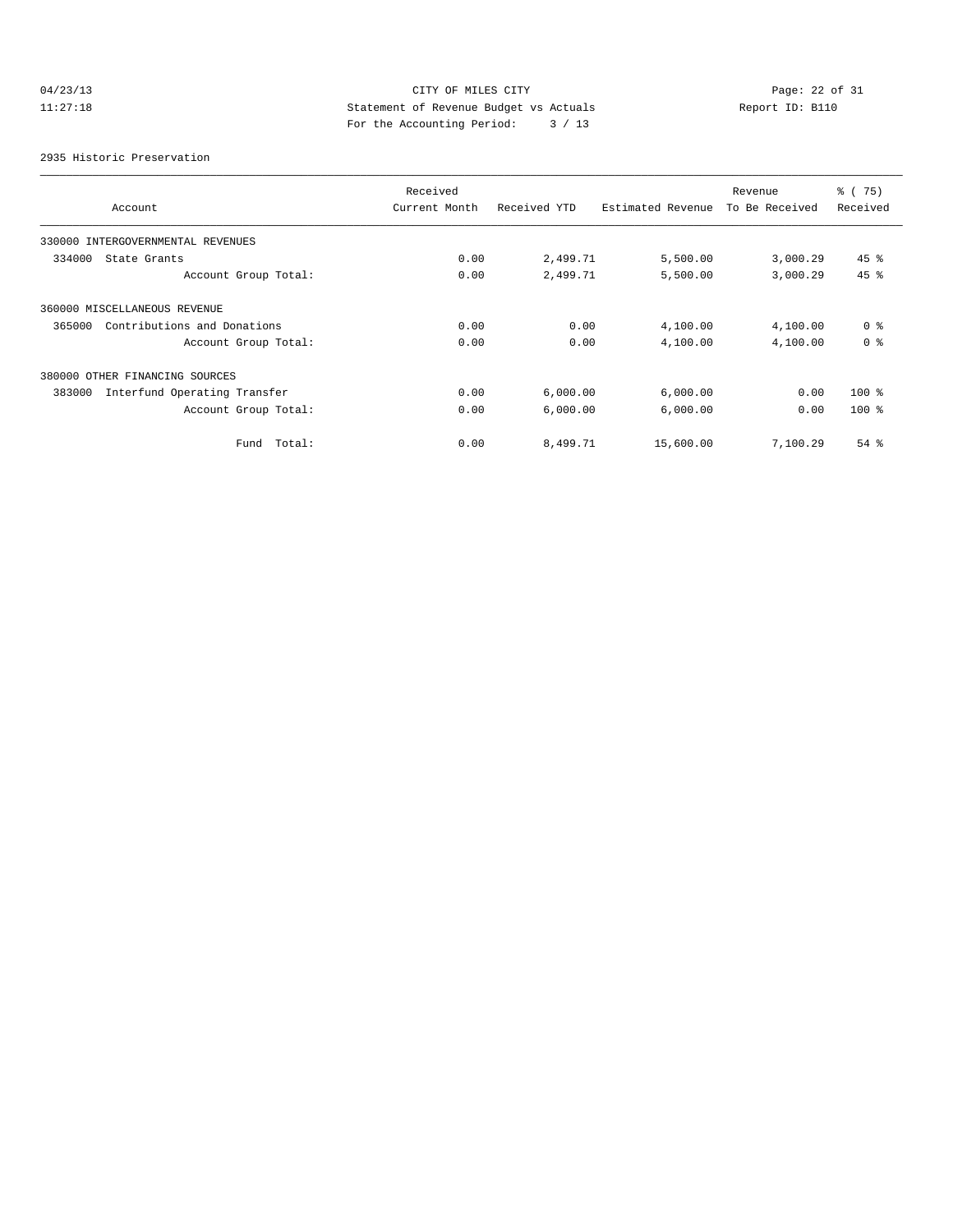CITY OF MILES CITY
Statement of Revenue Budget vs Actuals
For the Accounting Period: 3 / 13

04/23/13
11:27:18

Report ID: B110

2935 Historic Preservation

| Account | Received Current Month | Received YTD | Estimated Revenue | Revenue To Be Received | % ( 75) Received |
|---|---|---|---|---|---|
| 330000 INTERGOVERNMENTAL REVENUES | | | | | |
| 334000 State Grants | 0.00 | 2,499.71 | 5,500.00 | 3,000.29 | 45 % |
| Account Group Total: | 0.00 | 2,499.71 | 5,500.00 | 3,000.29 | 45 % |
| 360000 MISCELLANEOUS REVENUE | | | | | |
| 365000 Contributions and Donations | 0.00 | 0.00 | 4,100.00 | 4,100.00 | 0 % |
| Account Group Total: | 0.00 | 0.00 | 4,100.00 | 4,100.00 | 0 % |
| 380000 OTHER FINANCING SOURCES | | | | | |
| 383000 Interfund Operating Transfer | 0.00 | 6,000.00 | 6,000.00 | 0.00 | 100 % |
| Account Group Total: | 0.00 | 6,000.00 | 6,000.00 | 0.00 | 100 % |
| Fund Total: | 0.00 | 8,499.71 | 15,600.00 | 7,100.29 | 54 % |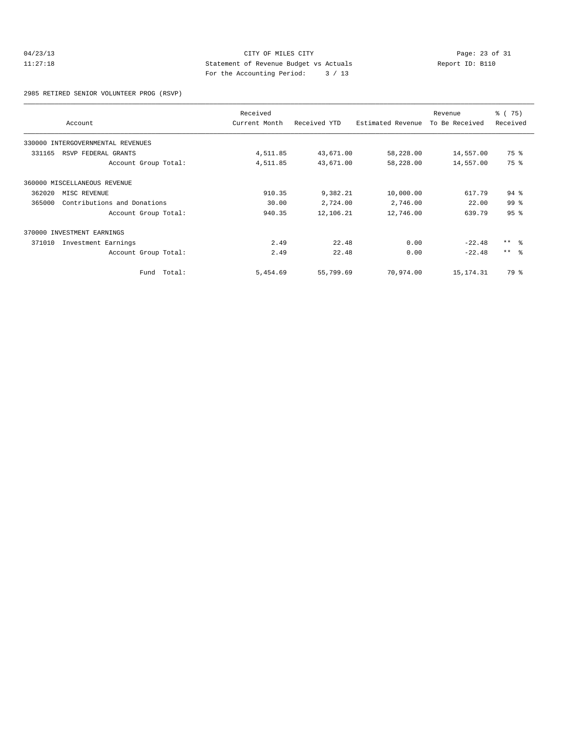CITY OF MILES CITY
Statement of Revenue Budget vs Actuals
For the Accounting Period: 3 / 13

04/23/13
11:27:18

Report ID: B110

2985 RETIRED SENIOR VOLUNTEER PROG (RSVP)

| Account | Received Current Month | Received YTD | Estimated Revenue | Revenue To Be Received | % ( 75) Received |
|---|---|---|---|---|---|
| 330000 INTERGOVERNMENTAL REVENUES | | | | | |
| 331165 RSVP FEDERAL GRANTS | 4,511.85 | 43,671.00 | 58,228.00 | 14,557.00 | 75 % |
| Account Group Total: | 4,511.85 | 43,671.00 | 58,228.00 | 14,557.00 | 75 % |
| 360000 MISCELLANEOUS REVENUE | | | | | |
| 362020 MISC REVENUE | 910.35 | 9,382.21 | 10,000.00 | 617.79 | 94 % |
| 365000 Contributions and Donations | 30.00 | 2,724.00 | 2,746.00 | 22.00 | 99 % |
| Account Group Total: | 940.35 | 12,106.21 | 12,746.00 | 639.79 | 95 % |
| 370000 INVESTMENT EARNINGS | | | | | |
| 371010 Investment Earnings | 2.49 | 22.48 | 0.00 | -22.48 | ** % |
| Account Group Total: | 2.49 | 22.48 | 0.00 | -22.48 | ** % |
| Fund Total: | 5,454.69 | 55,799.69 | 70,974.00 | 15,174.31 | 79 % |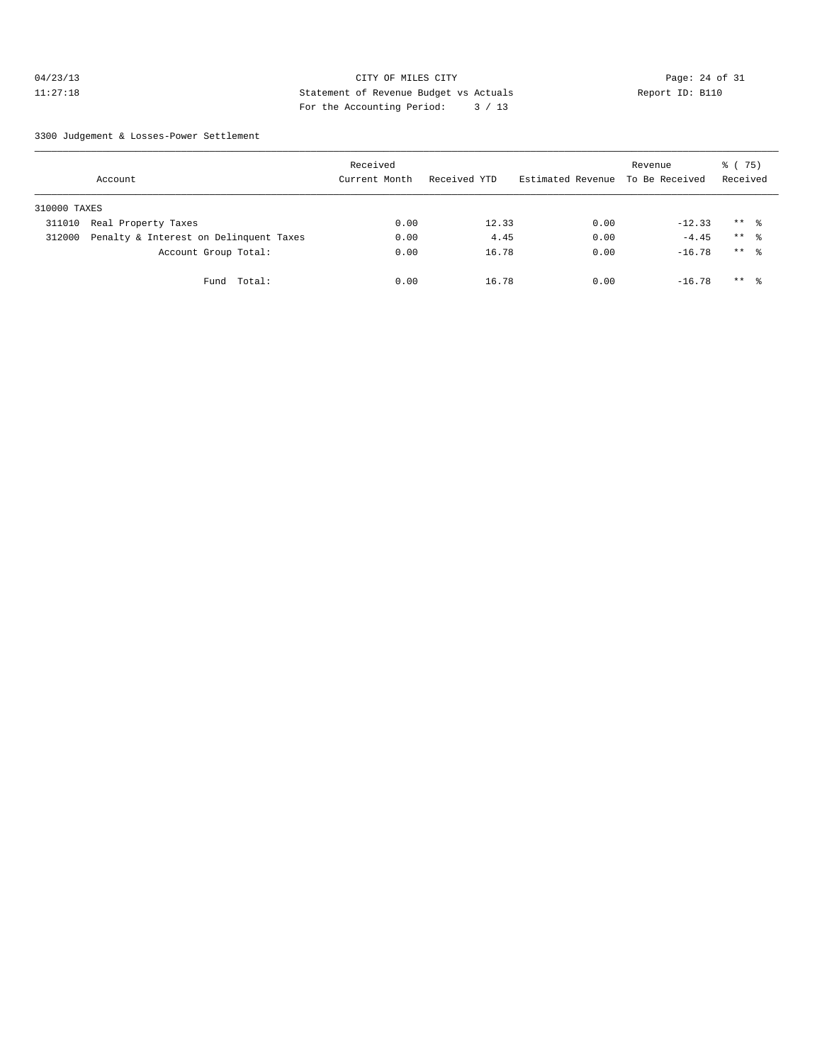CITY OF MILES CITY
Statement of Revenue Budget vs Actuals
For the Accounting Period: 3 / 13

04/23/13
11:27:18

Report ID: B110

3300 Judgement & Losses-Power Settlement

| Account | Received Current Month | Received YTD | Estimated Revenue | Revenue To Be Received | % ( 75) Received |
|---|---|---|---|---|---|
| 310000 TAXES | | | | | |
| 311010 Real Property Taxes | 0.00 | 12.33 | 0.00 | -12.33 | ** % |
| 312000 Penalty & Interest on Delinquent Taxes | 0.00 | 4.45 | 0.00 | -4.45 | ** % |
| Account Group Total: | 0.00 | 16.78 | 0.00 | -16.78 | ** % |
| Fund Total: | 0.00 | 16.78 | 0.00 | -16.78 | ** % |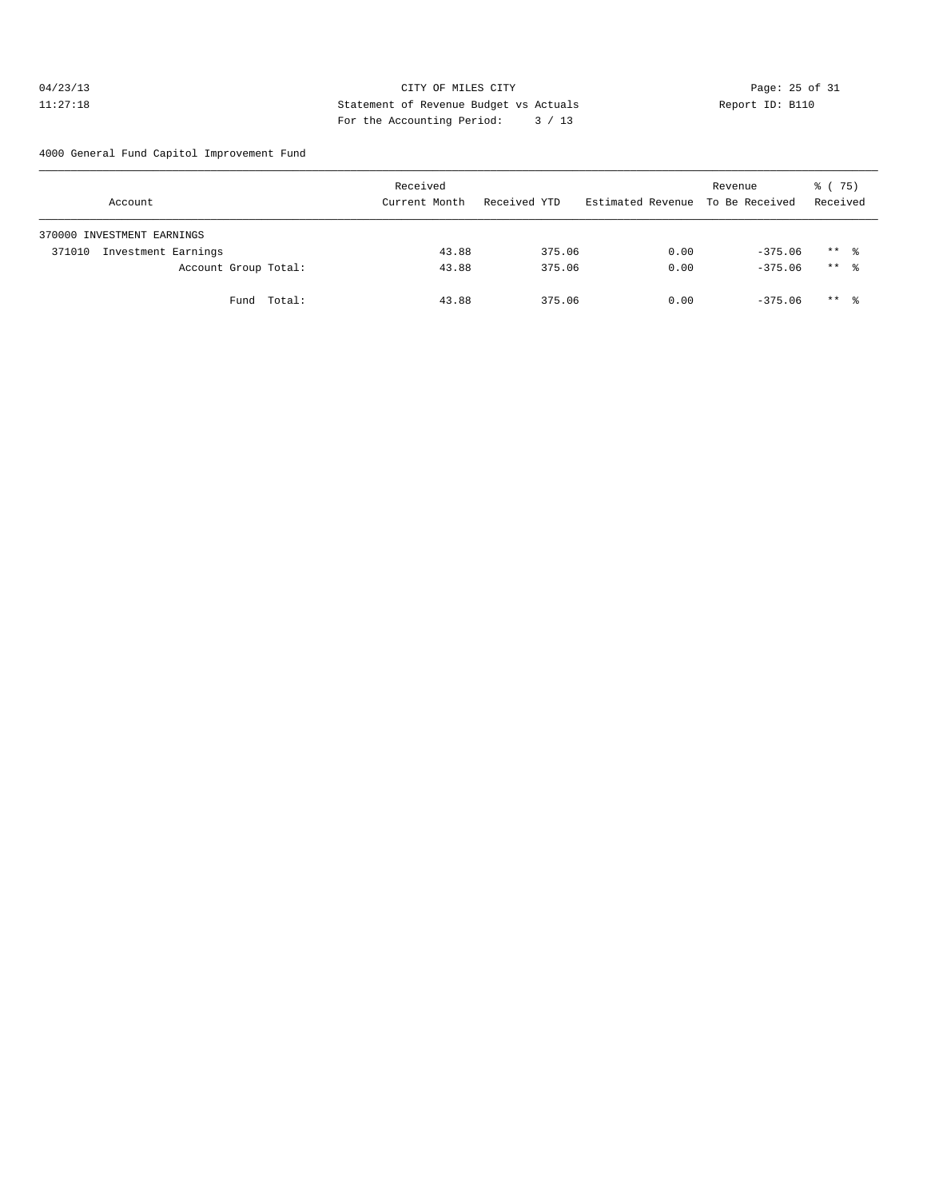CITY OF MILES CITY
Statement of Revenue Budget vs Actuals
For the Accounting Period: 3 / 13

04/23/13
11:27:18

Report ID: B110

4000 General Fund Capitol Improvement Fund

| Account | Received Current Month | Received YTD | Estimated Revenue | Revenue To Be Received | % ( 75) Received |
|---|---|---|---|---|---|
| 370000 INVESTMENT EARNINGS | | | | | |
| 371010 Investment Earnings | 43.88 | 375.06 | 0.00 | -375.06 | ** % |
| Account Group Total: | 43.88 | 375.06 | 0.00 | -375.06 | ** % |
| Fund Total: | 43.88 | 375.06 | 0.00 | -375.06 | ** % |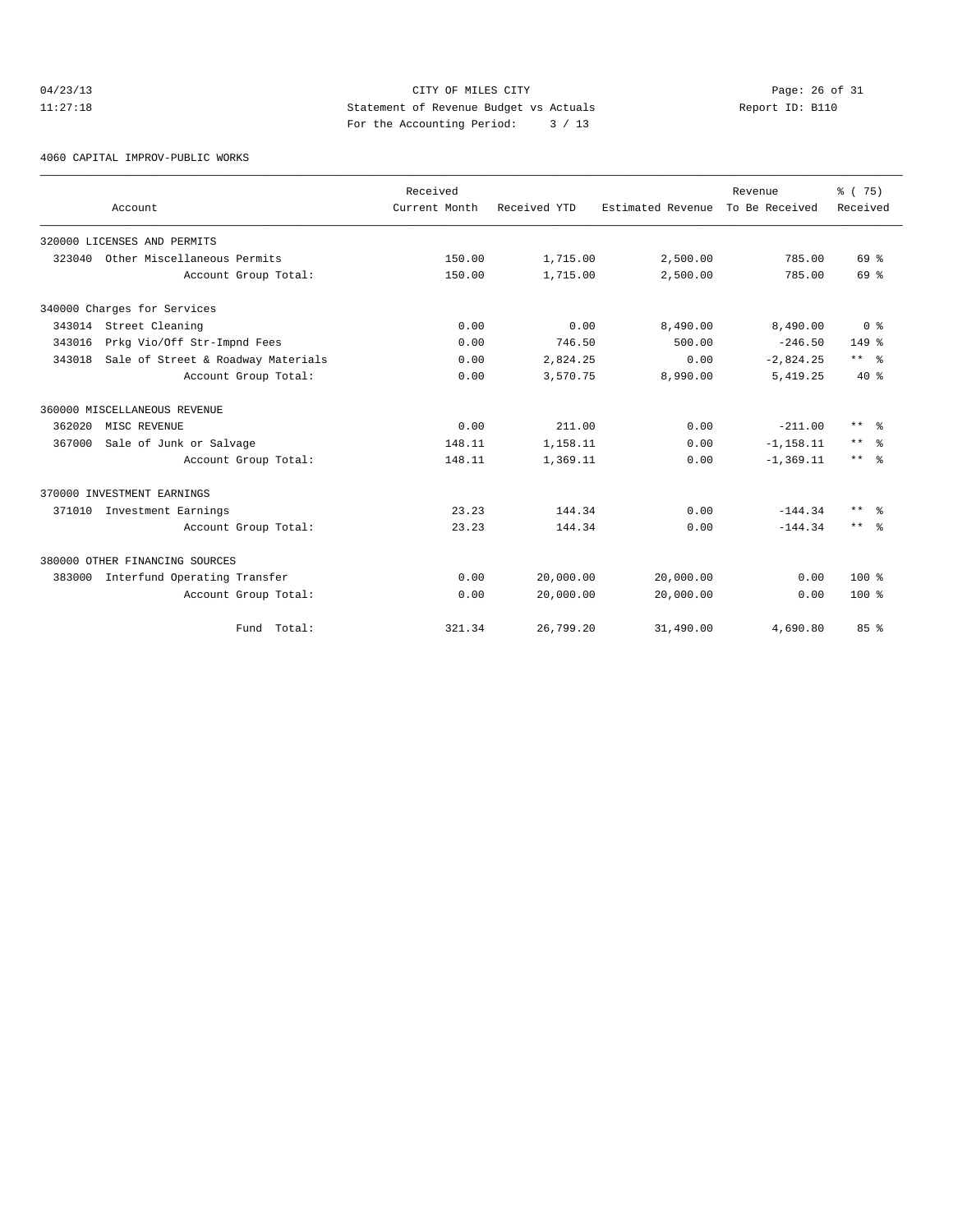04/23/13 CITY OF MILES CITY
11:27:18 Statement of Revenue Budget vs Actuals Report ID: B110
For the Accounting Period: 3 / 13

4060 CAPITAL IMPROV-PUBLIC WORKS

| Account | Received Current Month | Received YTD | Estimated Revenue | Revenue To Be Received | % ( 75) Received |
|---|---|---|---|---|---|
| 320000 LICENSES AND PERMITS | | | | | |
| 323040 Other Miscellaneous Permits | 150.00 | 1,715.00 | 2,500.00 | 785.00 | 69 % |
| Account Group Total: | 150.00 | 1,715.00 | 2,500.00 | 785.00 | 69 % |
| 340000 Charges for Services | | | | | |
| 343014 Street Cleaning | 0.00 | 0.00 | 8,490.00 | 8,490.00 | 0 % |
| 343016 Prkg Vio/Off Str-Impnd Fees | 0.00 | 746.50 | 500.00 | -246.50 | 149 % |
| 343018 Sale of Street & Roadway Materials | 0.00 | 2,824.25 | 0.00 | -2,824.25 | ** % |
| Account Group Total: | 0.00 | 3,570.75 | 8,990.00 | 5,419.25 | 40 % |
| 360000 MISCELLANEOUS REVENUE | | | | | |
| 362020 MISC REVENUE | 0.00 | 211.00 | 0.00 | -211.00 | ** % |
| 367000 Sale of Junk or Salvage | 148.11 | 1,158.11 | 0.00 | -1,158.11 | ** % |
| Account Group Total: | 148.11 | 1,369.11 | 0.00 | -1,369.11 | ** % |
| 370000 INVESTMENT EARNINGS | | | | | |
| 371010 Investment Earnings | 23.23 | 144.34 | 0.00 | -144.34 | ** % |
| Account Group Total: | 23.23 | 144.34 | 0.00 | -144.34 | ** % |
| 380000 OTHER FINANCING SOURCES | | | | | |
| 383000 Interfund Operating Transfer | 0.00 | 20,000.00 | 20,000.00 | 0.00 | 100 % |
| Account Group Total: | 0.00 | 20,000.00 | 20,000.00 | 0.00 | 100 % |
| Fund Total: | 321.34 | 26,799.20 | 31,490.00 | 4,690.80 | 85 % |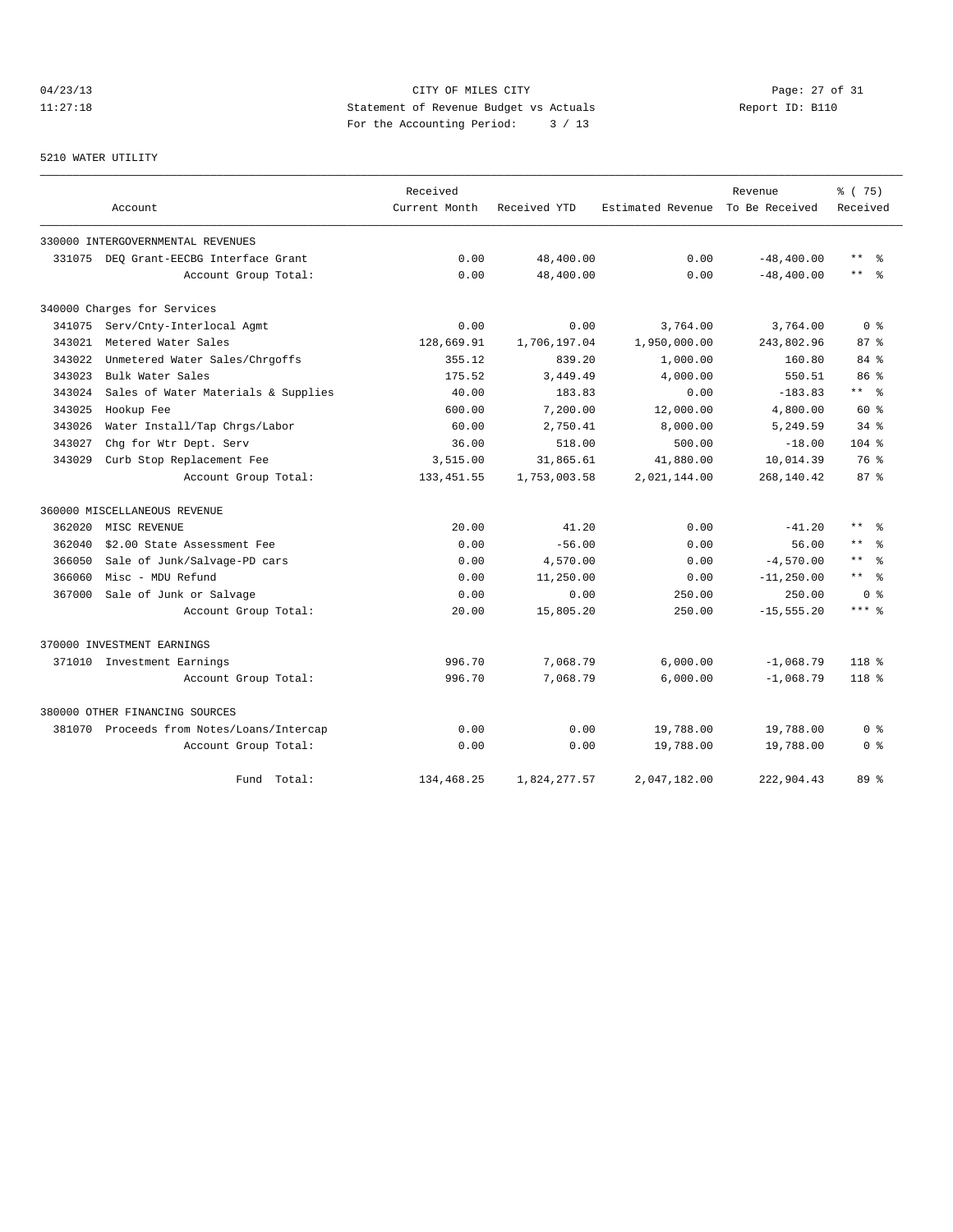CITY OF MILES CITY
Statement of Revenue Budget vs Actuals
For the Accounting Period: 3 / 13

04/23/13
11:27:18

Report ID: B110

5210 WATER UTILITY

| Account | Received Current Month | Received YTD | Estimated Revenue | Revenue To Be Received | % ( 75) Received |
|---|---|---|---|---|---|
| 330000 INTERGOVERNMENTAL REVENUES | | | | | |
| 331075 DEQ Grant-EECBG Interface Grant | 0.00 | 48,400.00 | 0.00 | -48,400.00 | ** % |
| Account Group Total: | 0.00 | 48,400.00 | 0.00 | -48,400.00 | ** % |
| 340000 Charges for Services | | | | | |
| 341075 Serv/Cnty-Interlocal Agmt | 0.00 | 0.00 | 3,764.00 | 3,764.00 | 0 % |
| 343021 Metered Water Sales | 128,669.91 | 1,706,197.04 | 1,950,000.00 | 243,802.96 | 87 % |
| 343022 Unmetered Water Sales/Chrgoffs | 355.12 | 839.20 | 1,000.00 | 160.80 | 84 % |
| 343023 Bulk Water Sales | 175.52 | 3,449.49 | 4,000.00 | 550.51 | 86 % |
| 343024 Sales of Water Materials & Supplies | 40.00 | 183.83 | 0.00 | -183.83 | ** % |
| 343025 Hookup Fee | 600.00 | 7,200.00 | 12,000.00 | 4,800.00 | 60 % |
| 343026 Water Install/Tap Chrgs/Labor | 60.00 | 2,750.41 | 8,000.00 | 5,249.59 | 34 % |
| 343027 Chg for Wtr Dept. Serv | 36.00 | 518.00 | 500.00 | -18.00 | 104 % |
| 343029 Curb Stop Replacement Fee | 3,515.00 | 31,865.61 | 41,880.00 | 10,014.39 | 76 % |
| Account Group Total: | 133,451.55 | 1,753,003.58 | 2,021,144.00 | 268,140.42 | 87 % |
| 360000 MISCELLANEOUS REVENUE | | | | | |
| 362020 MISC REVENUE | 20.00 | 41.20 | 0.00 | -41.20 | ** % |
| 362040 $2.00 State Assessment Fee | 0.00 | -56.00 | 0.00 | 56.00 | ** % |
| 366050 Sale of Junk/Salvage-PD cars | 0.00 | 4,570.00 | 0.00 | -4,570.00 | ** % |
| 366060 Misc - MDU Refund | 0.00 | 11,250.00 | 0.00 | -11,250.00 | ** % |
| 367000 Sale of Junk or Salvage | 0.00 | 0.00 | 250.00 | 250.00 | 0 % |
| Account Group Total: | 20.00 | 15,805.20 | 250.00 | -15,555.20 | *** % |
| 370000 INVESTMENT EARNINGS | | | | | |
| 371010 Investment Earnings | 996.70 | 7,068.79 | 6,000.00 | -1,068.79 | 118 % |
| Account Group Total: | 996.70 | 7,068.79 | 6,000.00 | -1,068.79 | 118 % |
| 380000 OTHER FINANCING SOURCES | | | | | |
| 381070 Proceeds from Notes/Loans/Intercap | 0.00 | 0.00 | 19,788.00 | 19,788.00 | 0 % |
| Account Group Total: | 0.00 | 0.00 | 19,788.00 | 19,788.00 | 0 % |
| Fund Total: | 134,468.25 | 1,824,277.57 | 2,047,182.00 | 222,904.43 | 89 % |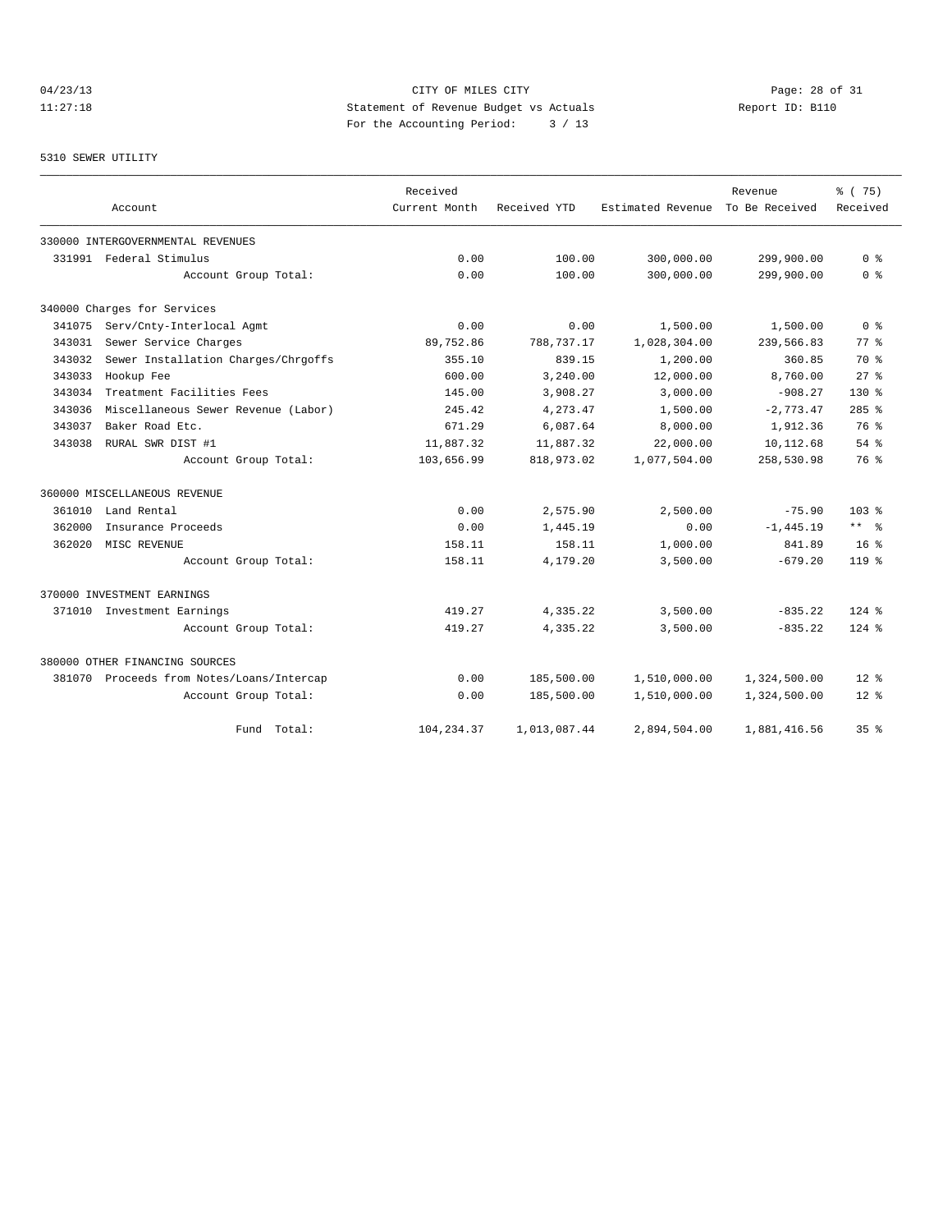04/23/13 CITY OF MILES CITY

11:27:18 Statement of Revenue Budget vs Actuals Report ID: B110

For the Accounting Period: 3 / 13

5310 SEWER UTILITY

| Account | Received Current Month | Received YTD | Estimated Revenue | Revenue To Be Received | % ( 75) Received |
|---|---|---|---|---|---|
| 330000 INTERGOVERNMENTAL REVENUES | | | | | |
| 331991 Federal Stimulus | 0.00 | 100.00 | 300,000.00 | 299,900.00 | 0 % |
| Account Group Total: | 0.00 | 100.00 | 300,000.00 | 299,900.00 | 0 % |
| 340000 Charges for Services | | | | | |
| 341075 Serv/Cnty-Interlocal Agmt | 0.00 | 0.00 | 1,500.00 | 1,500.00 | 0 % |
| 343031 Sewer Service Charges | 89,752.86 | 788,737.17 | 1,028,304.00 | 239,566.83 | 77 % |
| 343032 Sewer Installation Charges/Chrgoffs | 355.10 | 839.15 | 1,200.00 | 360.85 | 70 % |
| 343033 Hookup Fee | 600.00 | 3,240.00 | 12,000.00 | 8,760.00 | 27 % |
| 343034 Treatment Facilities Fees | 145.00 | 3,908.27 | 3,000.00 | -908.27 | 130 % |
| 343036 Miscellaneous Sewer Revenue (Labor) | 245.42 | 4,273.47 | 1,500.00 | -2,773.47 | 285 % |
| 343037 Baker Road Etc. | 671.29 | 6,087.64 | 8,000.00 | 1,912.36 | 76 % |
| 343038 RURAL SWR DIST #1 | 11,887.32 | 11,887.32 | 22,000.00 | 10,112.68 | 54 % |
| Account Group Total: | 103,656.99 | 818,973.02 | 1,077,504.00 | 258,530.98 | 76 % |
| 360000 MISCELLANEOUS REVENUE | | | | | |
| 361010 Land Rental | 0.00 | 2,575.90 | 2,500.00 | -75.90 | 103 % |
| 362000 Insurance Proceeds | 0.00 | 1,445.19 | 0.00 | -1,445.19 | ** % |
| 362020 MISC REVENUE | 158.11 | 158.11 | 1,000.00 | 841.89 | 16 % |
| Account Group Total: | 158.11 | 4,179.20 | 3,500.00 | -679.20 | 119 % |
| 370000 INVESTMENT EARNINGS | | | | | |
| 371010 Investment Earnings | 419.27 | 4,335.22 | 3,500.00 | -835.22 | 124 % |
| Account Group Total: | 419.27 | 4,335.22 | 3,500.00 | -835.22 | 124 % |
| 380000 OTHER FINANCING SOURCES | | | | | |
| 381070 Proceeds from Notes/Loans/Intercap | 0.00 | 185,500.00 | 1,510,000.00 | 1,324,500.00 | 12 % |
| Account Group Total: | 0.00 | 185,500.00 | 1,510,000.00 | 1,324,500.00 | 12 % |
| Fund Total: | 104,234.37 | 1,013,087.44 | 2,894,504.00 | 1,881,416.56 | 35 % |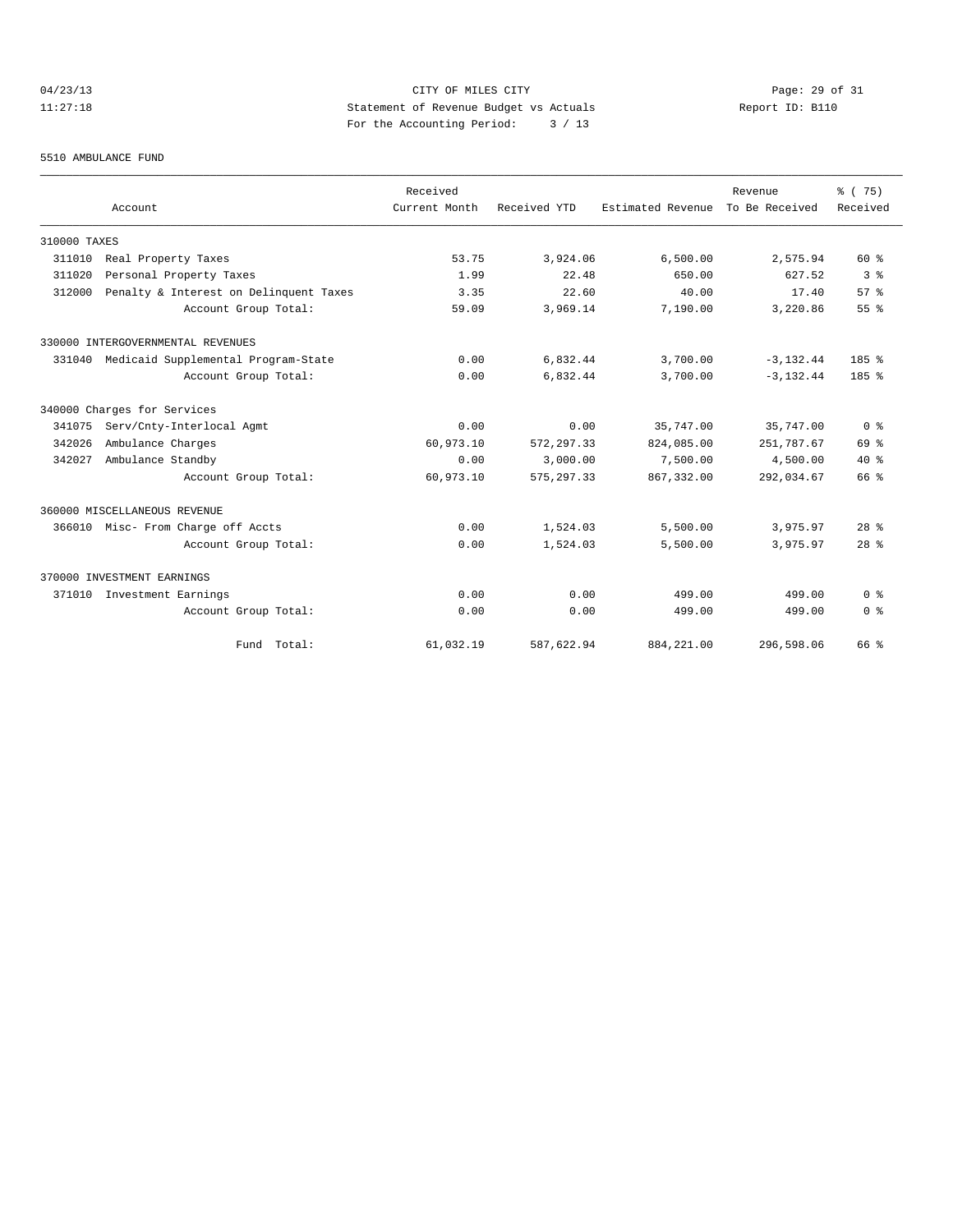CITY OF MILES CITY

Statement of Revenue Budget vs Actuals

For the Accounting Period: 3 / 13

04/23/13 11:27:18 — Report ID: B110

5510 AMBULANCE FUND

| Account | Received Current Month | Received YTD | Estimated Revenue | Revenue To Be Received | % ( 75) Received |
|---|---|---|---|---|---|
| **310000 TAXES** | | | | | |
| 311010 Real Property Taxes | 53.75 | 3,924.06 | 6,500.00 | 2,575.94 | 60 % |
| 311020 Personal Property Taxes | 1.99 | 22.48 | 650.00 | 627.52 | 3 % |
| 312000 Penalty & Interest on Delinquent Taxes | 3.35 | 22.60 | 40.00 | 17.40 | 57 % |
| Account Group Total: | 59.09 | 3,969.14 | 7,190.00 | 3,220.86 | 55 % |
| **330000 INTERGOVERNMENTAL REVENUES** | | | | | |
| 331040 Medicaid Supplemental Program-State | 0.00 | 6,832.44 | 3,700.00 | -3,132.44 | 185 % |
| Account Group Total: | 0.00 | 6,832.44 | 3,700.00 | -3,132.44 | 185 % |
| **340000 Charges for Services** | | | | | |
| 341075 Serv/Cnty-Interlocal Agmt | 0.00 | 0.00 | 35,747.00 | 35,747.00 | 0 % |
| 342026 Ambulance Charges | 60,973.10 | 572,297.33 | 824,085.00 | 251,787.67 | 69 % |
| 342027 Ambulance Standby | 0.00 | 3,000.00 | 7,500.00 | 4,500.00 | 40 % |
| Account Group Total: | 60,973.10 | 575,297.33 | 867,332.00 | 292,034.67 | 66 % |
| **360000 MISCELLANEOUS REVENUE** | | | | | |
| 366010 Misc- From Charge off Accts | 0.00 | 1,524.03 | 5,500.00 | 3,975.97 | 28 % |
| Account Group Total: | 0.00 | 1,524.03 | 5,500.00 | 3,975.97 | 28 % |
| **370000 INVESTMENT EARNINGS** | | | | | |
| 371010 Investment Earnings | 0.00 | 0.00 | 499.00 | 499.00 | 0 % |
| Account Group Total: | 0.00 | 0.00 | 499.00 | 499.00 | 0 % |
| Fund Total: | 61,032.19 | 587,622.94 | 884,221.00 | 296,598.06 | 66 % |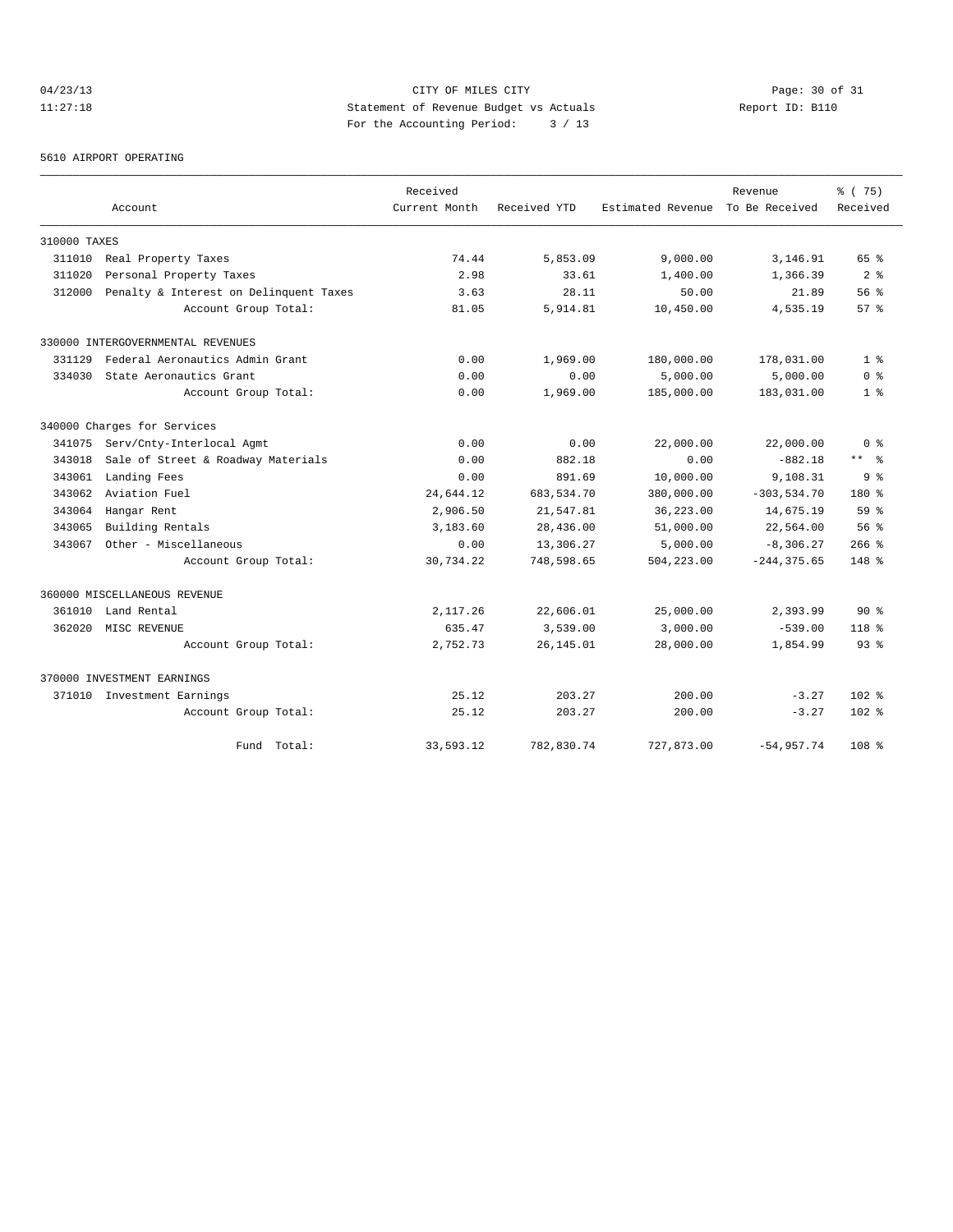CITY OF MILES CITY
Statement of Revenue Budget vs Actuals
For the Accounting Period: 3 / 13

04/23/13 11:27:18 — Report ID: B110

5610 AIRPORT OPERATING

| Account | Received Current Month | Received YTD | Estimated Revenue | Revenue To Be Received | % ( 75) Received |
|---|---|---|---|---|---|
| 310000 TAXES | | | | | |
| 311010 Real Property Taxes | 74.44 | 5,853.09 | 9,000.00 | 3,146.91 | 65 % |
| 311020 Personal Property Taxes | 2.98 | 33.61 | 1,400.00 | 1,366.39 | 2 % |
| 312000 Penalty & Interest on Delinquent Taxes | 3.63 | 28.11 | 50.00 | 21.89 | 56 % |
| Account Group Total: | 81.05 | 5,914.81 | 10,450.00 | 4,535.19 | 57 % |
| 330000 INTERGOVERNMENTAL REVENUES | | | | | |
| 331129 Federal Aeronautics Admin Grant | 0.00 | 1,969.00 | 180,000.00 | 178,031.00 | 1 % |
| 334030 State Aeronautics Grant | 0.00 | 0.00 | 5,000.00 | 5,000.00 | 0 % |
| Account Group Total: | 0.00 | 1,969.00 | 185,000.00 | 183,031.00 | 1 % |
| 340000 Charges for Services | | | | | |
| 341075 Serv/Cnty-Interlocal Agmt | 0.00 | 0.00 | 22,000.00 | 22,000.00 | 0 % |
| 343018 Sale of Street & Roadway Materials | 0.00 | 882.18 | 0.00 | -882.18 | ** % |
| 343061 Landing Fees | 0.00 | 891.69 | 10,000.00 | 9,108.31 | 9 % |
| 343062 Aviation Fuel | 24,644.12 | 683,534.70 | 380,000.00 | -303,534.70 | 180 % |
| 343064 Hangar Rent | 2,906.50 | 21,547.81 | 36,223.00 | 14,675.19 | 59 % |
| 343065 Building Rentals | 3,183.60 | 28,436.00 | 51,000.00 | 22,564.00 | 56 % |
| 343067 Other - Miscellaneous | 0.00 | 13,306.27 | 5,000.00 | -8,306.27 | 266 % |
| Account Group Total: | 30,734.22 | 748,598.65 | 504,223.00 | -244,375.65 | 148 % |
| 360000 MISCELLANEOUS REVENUE | | | | | |
| 361010 Land Rental | 2,117.26 | 22,606.01 | 25,000.00 | 2,393.99 | 90 % |
| 362020 MISC REVENUE | 635.47 | 3,539.00 | 3,000.00 | -539.00 | 118 % |
| Account Group Total: | 2,752.73 | 26,145.01 | 28,000.00 | 1,854.99 | 93 % |
| 370000 INVESTMENT EARNINGS | | | | | |
| 371010 Investment Earnings | 25.12 | 203.27 | 200.00 | -3.27 | 102 % |
| Account Group Total: | 25.12 | 203.27 | 200.00 | -3.27 | 102 % |
| Fund Total: | 33,593.12 | 782,830.74 | 727,873.00 | -54,957.74 | 108 % |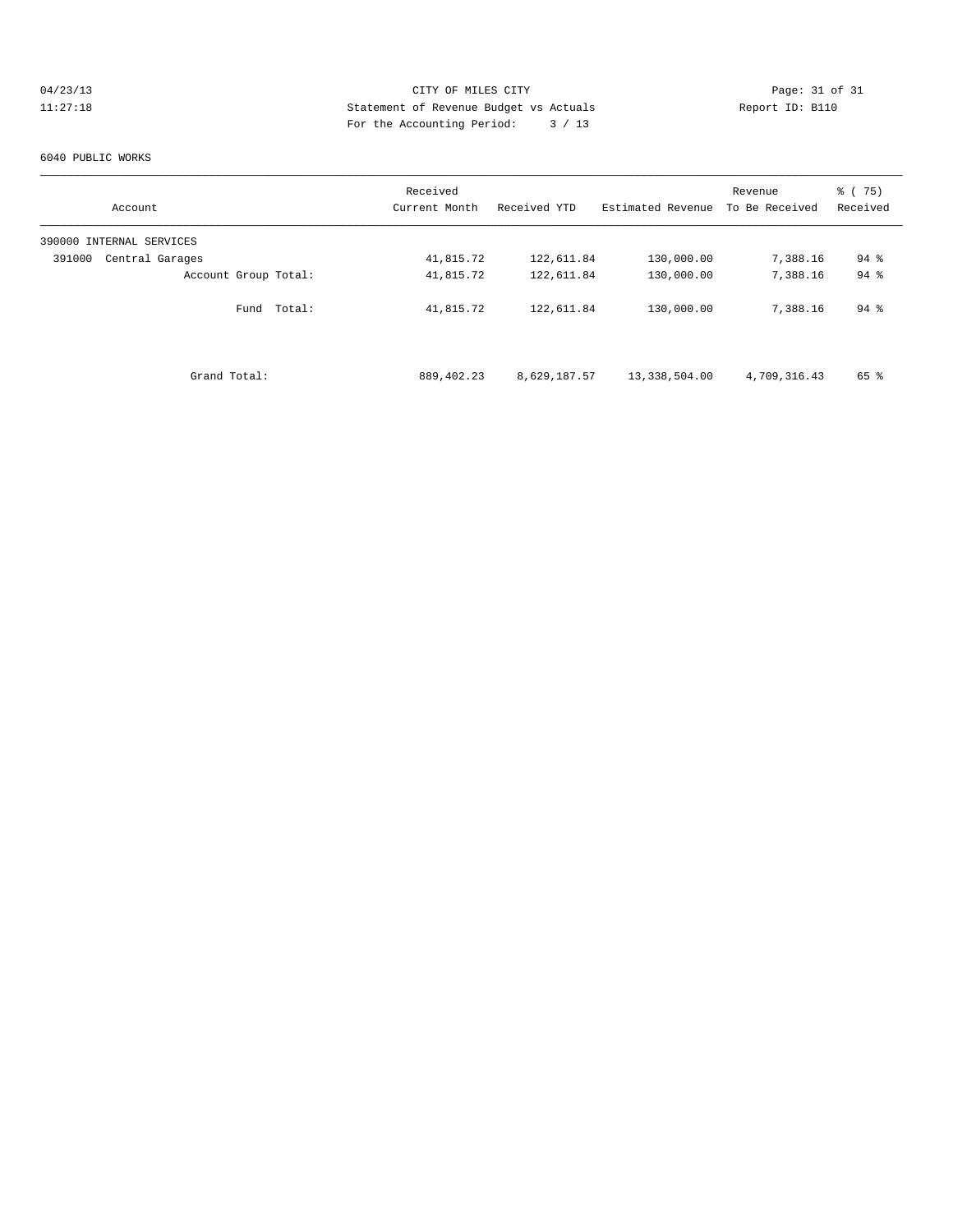CITY OF MILES CITY
Statement of Revenue Budget vs Actuals
For the Accounting Period: 3 / 13

04/23/13
11:27:18

Report ID: B110

6040 PUBLIC WORKS

| Account | Received Current Month | Received YTD | Estimated Revenue | Revenue To Be Received | % ( 75) Received |
|---|---|---|---|---|---|
| 390000 INTERNAL SERVICES | | | | | |
| 391000 Central Garages | 41,815.72 | 122,611.84 | 130,000.00 | 7,388.16 | 94 % |
| Account Group Total: | 41,815.72 | 122,611.84 | 130,000.00 | 7,388.16 | 94 % |
| Fund Total: | 41,815.72 | 122,611.84 | 130,000.00 | 7,388.16 | 94 % |
| Grand Total: | 889,402.23 | 8,629,187.57 | 13,338,504.00 | 4,709,316.43 | 65 % |